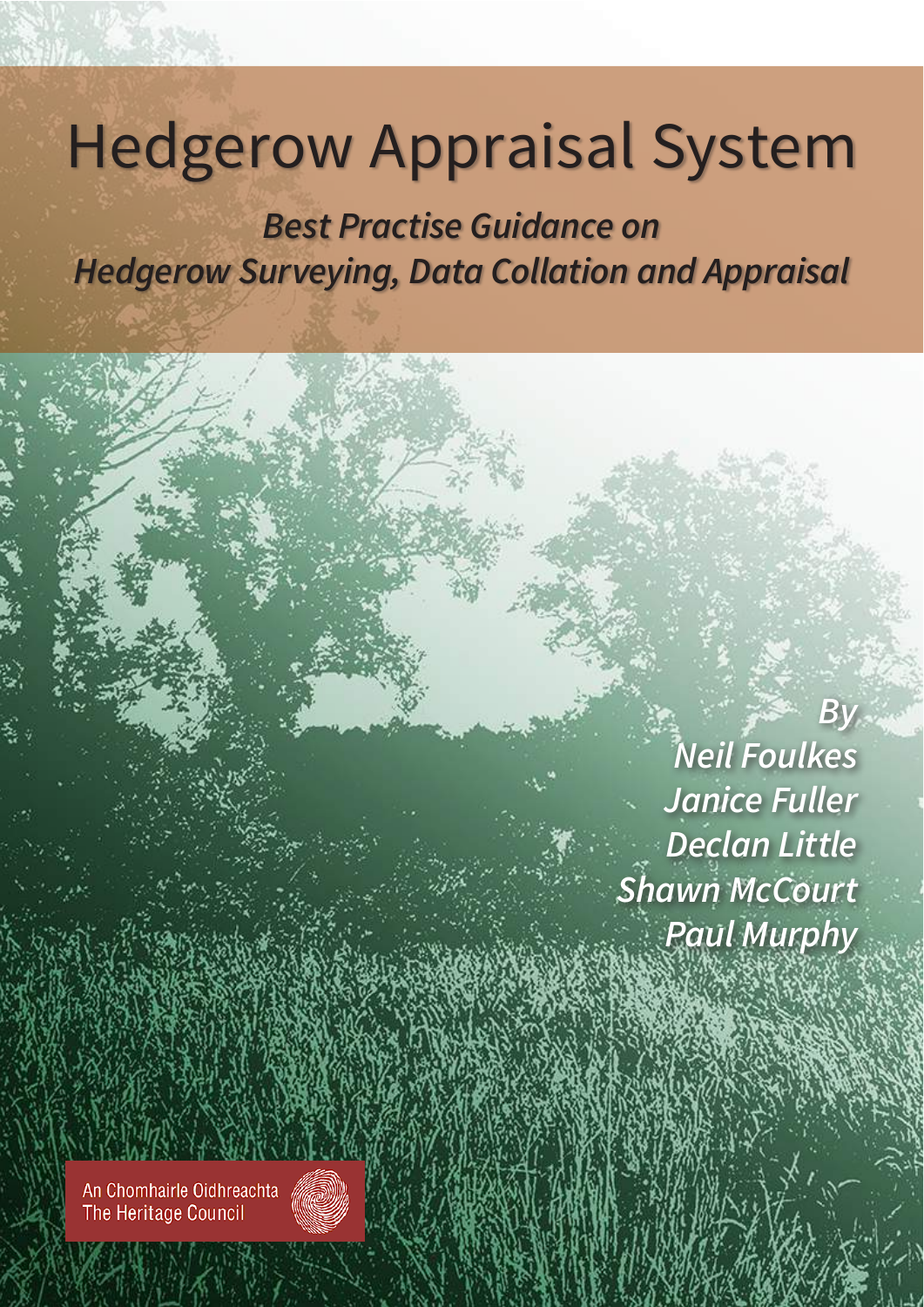# Hedgerow Appraisal System

***Best Practise Guidance on Hedgerow Surveying, Data Collation and Appraisal***

*By*
*Neil Foulkes*
*Janice Fuller*
*Declan Little*
*Shawn McCourt*
*Paul Murphy*

An Chomhairle Oidhreachta
The Heritage Council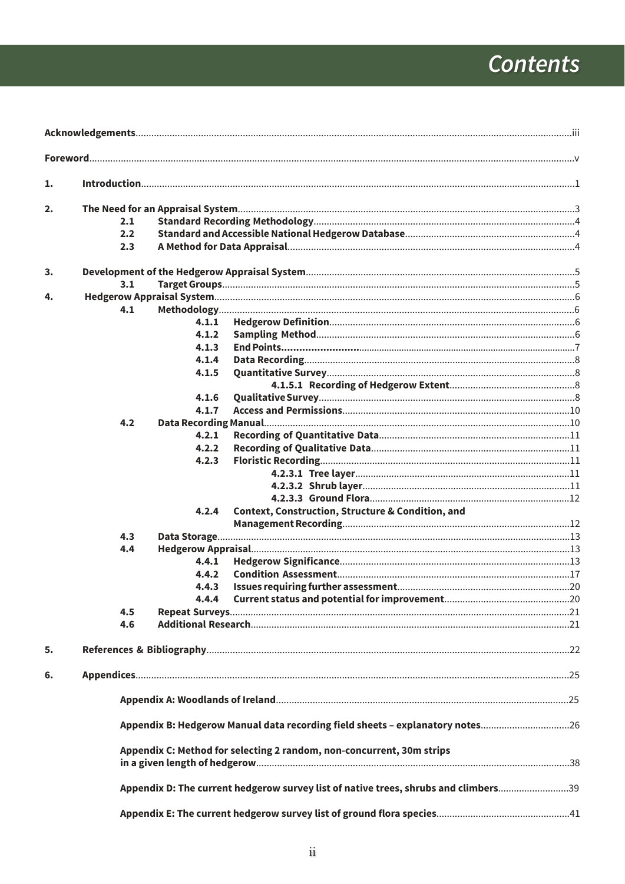# Contents

**Acknowledgements** .......... iii

**Foreword** .......... v

1. **Introduction** .......... 1

2. **The Need for an Appraisal System** .......... 3
   - 2.1 **Standard Recording Methodology** .......... 4
   - 2.2 **Standard and Accessible National Hedgerow Database** .......... 4
   - 2.3 **A Method for Data Appraisal** .......... 4

3. **Development of the Hedgerow Appraisal System** .......... 5
   - 3.1 **Target Groups** .......... 5

4. **Hedgerow Appraisal System** .......... 6
   - 4.1 **Methodology** .......... 6
     - 4.1.1 **Hedgerow Definition** .......... 6
     - 4.1.2 **Sampling Method** .......... 6
     - 4.1.3 **End Points** .......... 7
     - 4.1.4 **Data Recording** .......... 8
     - 4.1.5 **Quantitative Survey** .......... 8
       - 4.1.5.1 **Recording of Hedgerow Extent** .......... 8
     - 4.1.6 **Qualitative Survey** .......... 8
     - 4.1.7 **Access and Permissions** .......... 10
   - 4.2 **Data Recording Manual** .......... 10
     - 4.2.1 **Recording of Quantitative Data** .......... 11
     - 4.2.2 **Recording of Qualitative Data** .......... 11
     - 4.2.3 **Floristic Recording** .......... 11
       - 4.2.3.1 **Tree layer** .......... 11
       - 4.2.3.2 **Shrub layer** .......... 11
       - 4.2.3.3 **Ground Flora** .......... 12
     - 4.2.4 **Context, Construction, Structure & Condition, and Management Recording** .......... 12
   - 4.3 **Data Storage** .......... 13
   - 4.4 **Hedgerow Appraisal** .......... 13
     - 4.4.1 **Hedgerow Significance** .......... 13
     - 4.4.2 **Condition Assessment** .......... 17
     - 4.4.3 **Issues requiring further assessment** .......... 20
     - 4.4.4 **Current status and potential for improvement** .......... 20
   - 4.5 **Repeat Surveys** .......... 21
   - 4.6 **Additional Research** .......... 21

5. **References & Bibliography** .......... 22

6. **Appendices** .......... 25
   - **Appendix A: Woodlands of Ireland** .......... 25
   - **Appendix B: Hedgerow Manual data recording field sheets – explanatory notes** .......... 26
   - **Appendix C: Method for selecting 2 random, non-concurrent, 30m strips in a given length of hedgerow** .......... 38
   - **Appendix D: The current hedgerow survey list of native trees, shrubs and climbers** .......... 39
   - **Appendix E: The current hedgerow survey list of ground flora species** .......... 41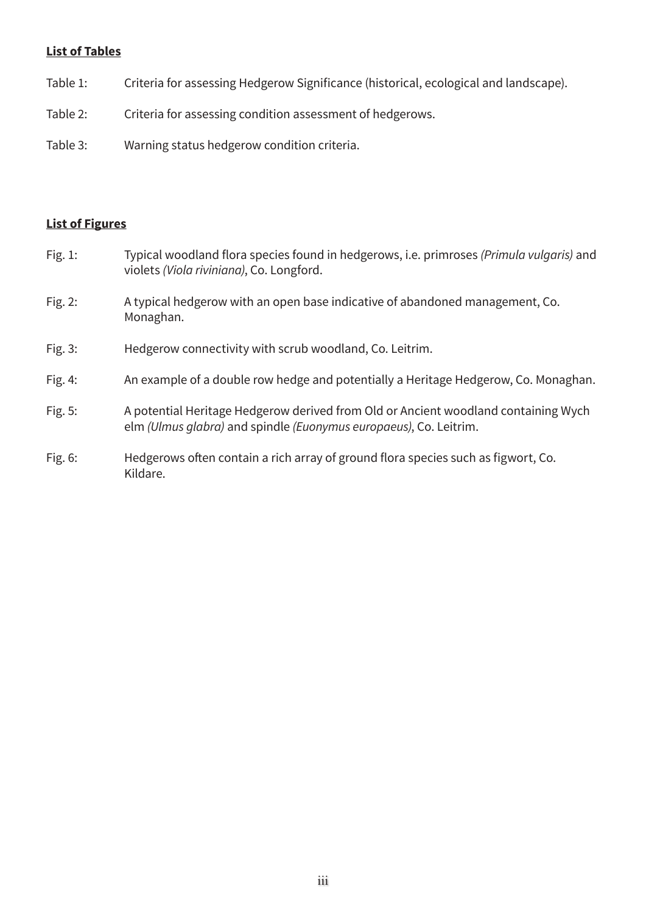**List of Tables**

Table 1: Criteria for assessing Hedgerow Significance (historical, ecological and landscape).

Table 2: Criteria for assessing condition assessment of hedgerows.

Table 3: Warning status hedgerow condition criteria.

**List of Figures**

Fig. 1: Typical woodland flora species found in hedgerows, i.e. primroses *(Primula vulgaris)* and violets *(Viola riviniana)*, Co. Longford.

Fig. 2: A typical hedgerow with an open base indicative of abandoned management, Co. Monaghan.

Fig. 3: Hedgerow connectivity with scrub woodland, Co. Leitrim.

Fig. 4: An example of a double row hedge and potentially a Heritage Hedgerow, Co. Monaghan.

Fig. 5: A potential Heritage Hedgerow derived from Old or Ancient woodland containing Wych elm *(Ulmus glabra)* and spindle *(Euonymus europaeus)*, Co. Leitrim.

Fig. 6: Hedgerows often contain a rich array of ground flora species such as figwort, Co. Kildare.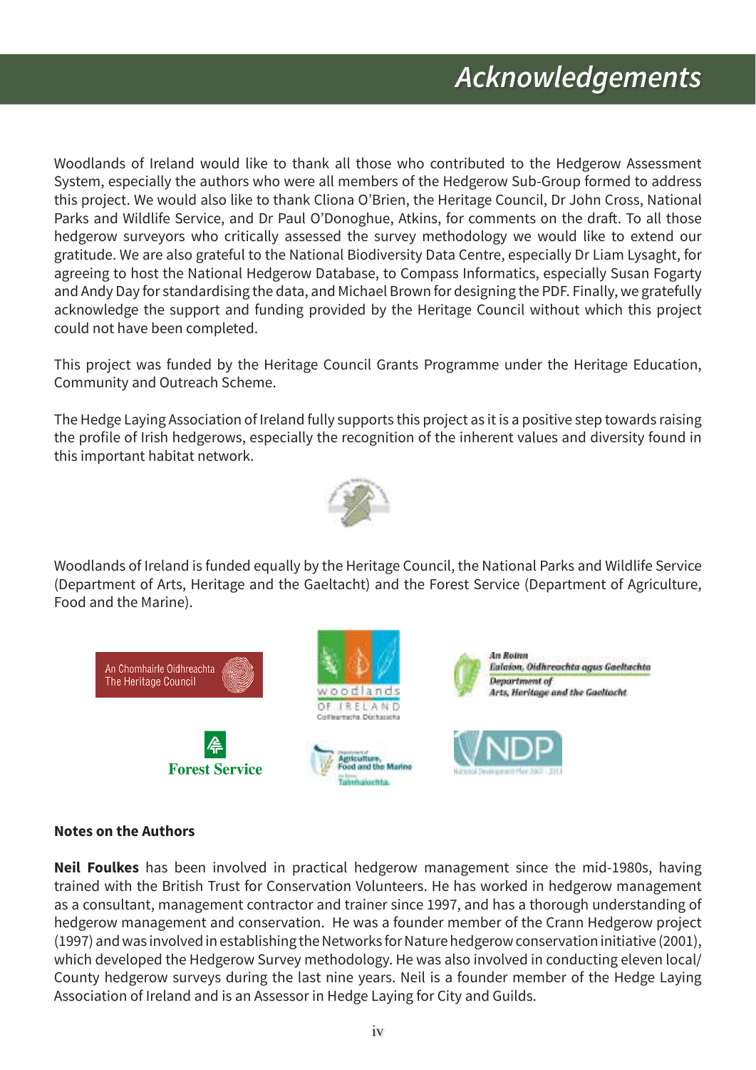# Acknowledgements

Woodlands of Ireland would like to thank all those who contributed to the Hedgerow Assessment System, especially the authors who were all members of the Hedgerow Sub-Group formed to address this project. We would also like to thank Cliona O'Brien, the Heritage Council, Dr John Cross, National Parks and Wildlife Service, and Dr Paul O'Donoghue, Atkins, for comments on the draft. To all those hedgerow surveyors who critically assessed the survey methodology we would like to extend our gratitude. We are also grateful to the National Biodiversity Data Centre, especially Dr Liam Lysaght, for agreeing to host the National Hedgerow Database, to Compass Informatics, especially Susan Fogarty and Andy Day for standardising the data, and Michael Brown for designing the PDF. Finally, we gratefully acknowledge the support and funding provided by the Heritage Council without which this project could not have been completed.

This project was funded by the Heritage Council Grants Programme under the Heritage Education, Community and Outreach Scheme.

The Hedge Laying Association of Ireland fully supports this project as it is a positive step towards raising the profile of Irish hedgerows, especially the recognition of the inherent values and diversity found in this important habitat network.

Woodlands of Ireland is funded equally by the Heritage Council, the National Parks and Wildlife Service (Department of Arts, Heritage and the Gaeltacht) and the Forest Service (Department of Agriculture, Food and the Marine).

**Notes on the Authors**

**Neil Foulkes** has been involved in practical hedgerow management since the mid-1980s, having trained with the British Trust for Conservation Volunteers. He has worked in hedgerow management as a consultant, management contractor and trainer since 1997, and has a thorough understanding of hedgerow management and conservation. He was a founder member of the Crann Hedgerow project (1997) and was involved in establishing the Networks for Nature hedgerow conservation initiative (2001), which developed the Hedgerow Survey methodology. He was also involved in conducting eleven local/County hedgerow surveys during the last nine years. Neil is a founder member of the Hedge Laying Association of Ireland and is an Assessor in Hedge Laying for City and Guilds.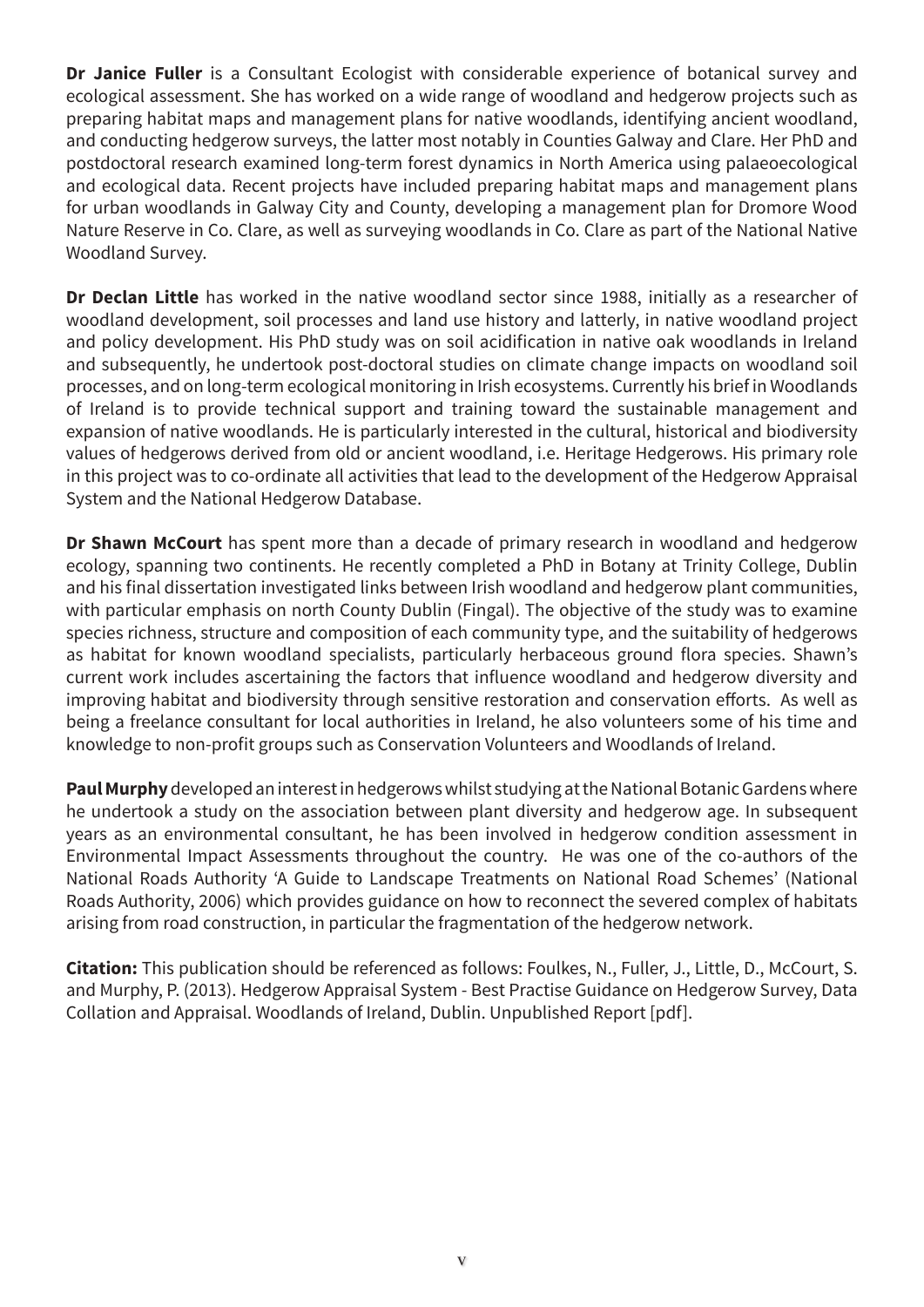**Dr Janice Fuller** is a Consultant Ecologist with considerable experience of botanical survey and ecological assessment. She has worked on a wide range of woodland and hedgerow projects such as preparing habitat maps and management plans for native woodlands, identifying ancient woodland, and conducting hedgerow surveys, the latter most notably in Counties Galway and Clare. Her PhD and postdoctoral research examined long-term forest dynamics in North America using palaeoecological and ecological data. Recent projects have included preparing habitat maps and management plans for urban woodlands in Galway City and County, developing a management plan for Dromore Wood Nature Reserve in Co. Clare, as well as surveying woodlands in Co. Clare as part of the National Native Woodland Survey.

**Dr Declan Little** has worked in the native woodland sector since 1988, initially as a researcher of woodland development, soil processes and land use history and latterly, in native woodland project and policy development. His PhD study was on soil acidification in native oak woodlands in Ireland and subsequently, he undertook post-doctoral studies on climate change impacts on woodland soil processes, and on long-term ecological monitoring in Irish ecosystems. Currently his brief in Woodlands of Ireland is to provide technical support and training toward the sustainable management and expansion of native woodlands. He is particularly interested in the cultural, historical and biodiversity values of hedgerows derived from old or ancient woodland, i.e. Heritage Hedgerows. His primary role in this project was to co-ordinate all activities that lead to the development of the Hedgerow Appraisal System and the National Hedgerow Database.

**Dr Shawn McCourt** has spent more than a decade of primary research in woodland and hedgerow ecology, spanning two continents. He recently completed a PhD in Botany at Trinity College, Dublin and his final dissertation investigated links between Irish woodland and hedgerow plant communities, with particular emphasis on north County Dublin (Fingal). The objective of the study was to examine species richness, structure and composition of each community type, and the suitability of hedgerows as habitat for known woodland specialists, particularly herbaceous ground flora species. Shawn's current work includes ascertaining the factors that influence woodland and hedgerow diversity and improving habitat and biodiversity through sensitive restoration and conservation efforts. As well as being a freelance consultant for local authorities in Ireland, he also volunteers some of his time and knowledge to non-profit groups such as Conservation Volunteers and Woodlands of Ireland.

**Paul Murphy** developed an interest in hedgerows whilst studying at the National Botanic Gardens where he undertook a study on the association between plant diversity and hedgerow age. In subsequent years as an environmental consultant, he has been involved in hedgerow condition assessment in Environmental Impact Assessments throughout the country. He was one of the co-authors of the National Roads Authority 'A Guide to Landscape Treatments on National Road Schemes' (National Roads Authority, 2006) which provides guidance on how to reconnect the severed complex of habitats arising from road construction, in particular the fragmentation of the hedgerow network.

**Citation:** This publication should be referenced as follows: Foulkes, N., Fuller, J., Little, D., McCourt, S. and Murphy, P. (2013). Hedgerow Appraisal System - Best Practise Guidance on Hedgerow Survey, Data Collation and Appraisal. Woodlands of Ireland, Dublin. Unpublished Report [pdf].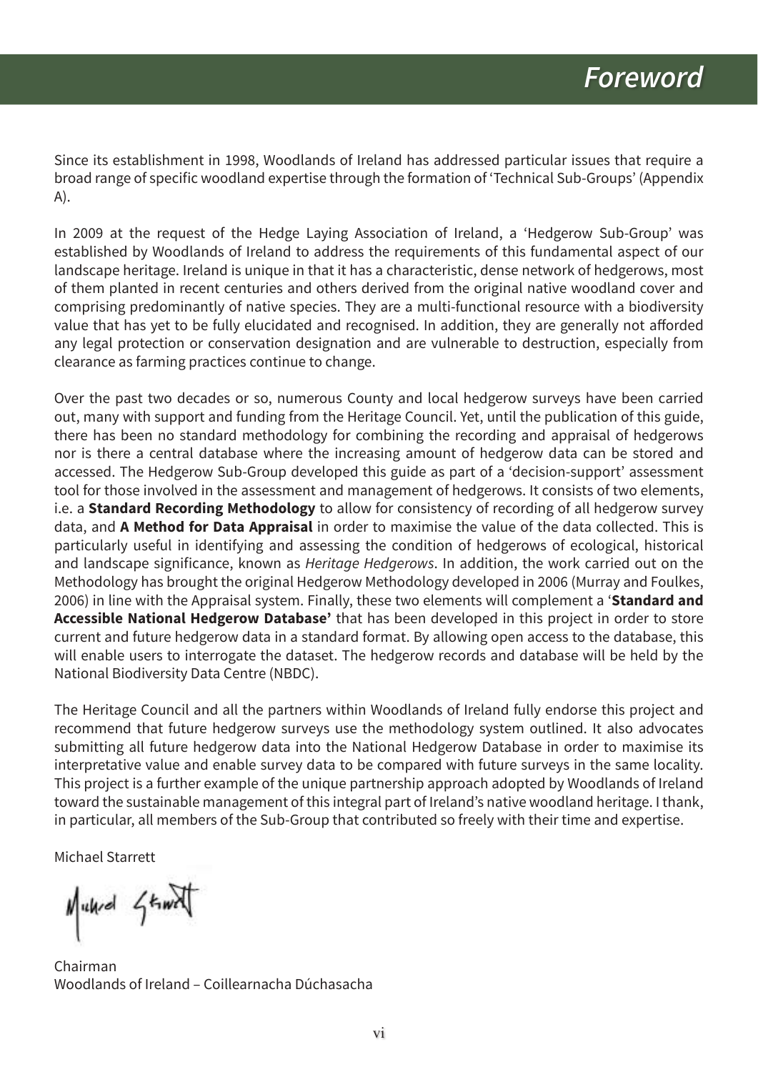# Foreword

Since its establishment in 1998, Woodlands of Ireland has addressed particular issues that require a broad range of specific woodland expertise through the formation of 'Technical Sub-Groups' (Appendix A).

In 2009 at the request of the Hedge Laying Association of Ireland, a 'Hedgerow Sub-Group' was established by Woodlands of Ireland to address the requirements of this fundamental aspect of our landscape heritage. Ireland is unique in that it has a characteristic, dense network of hedgerows, most of them planted in recent centuries and others derived from the original native woodland cover and comprising predominantly of native species. They are a multi-functional resource with a biodiversity value that has yet to be fully elucidated and recognised. In addition, they are generally not afforded any legal protection or conservation designation and are vulnerable to destruction, especially from clearance as farming practices continue to change.

Over the past two decades or so, numerous County and local hedgerow surveys have been carried out, many with support and funding from the Heritage Council. Yet, until the publication of this guide, there has been no standard methodology for combining the recording and appraisal of hedgerows nor is there a central database where the increasing amount of hedgerow data can be stored and accessed. The Hedgerow Sub-Group developed this guide as part of a 'decision-support' assessment tool for those involved in the assessment and management of hedgerows. It consists of two elements, i.e. a **Standard Recording Methodology** to allow for consistency of recording of all hedgerow survey data, and **A Method for Data Appraisal** in order to maximise the value of the data collected. This is particularly useful in identifying and assessing the condition of hedgerows of ecological, historical and landscape significance, known as *Heritage Hedgerows*. In addition, the work carried out on the Methodology has brought the original Hedgerow Methodology developed in 2006 (Murray and Foulkes, 2006) in line with the Appraisal system. Finally, these two elements will complement a '**Standard and Accessible National Hedgerow Database'** that has been developed in this project in order to store current and future hedgerow data in a standard format. By allowing open access to the database, this will enable users to interrogate the dataset. The hedgerow records and database will be held by the National Biodiversity Data Centre (NBDC).

The Heritage Council and all the partners within Woodlands of Ireland fully endorse this project and recommend that future hedgerow surveys use the methodology system outlined. It also advocates submitting all future hedgerow data into the National Hedgerow Database in order to maximise its interpretative value and enable survey data to be compared with future surveys in the same locality. This project is a further example of the unique partnership approach adopted by Woodlands of Ireland toward the sustainable management of this integral part of Ireland's native woodland heritage. I thank, in particular, all members of the Sub-Group that contributed so freely with their time and expertise.

Michael Starrett

Chairman
Woodlands of Ireland – Coillearnacha Dúchasacha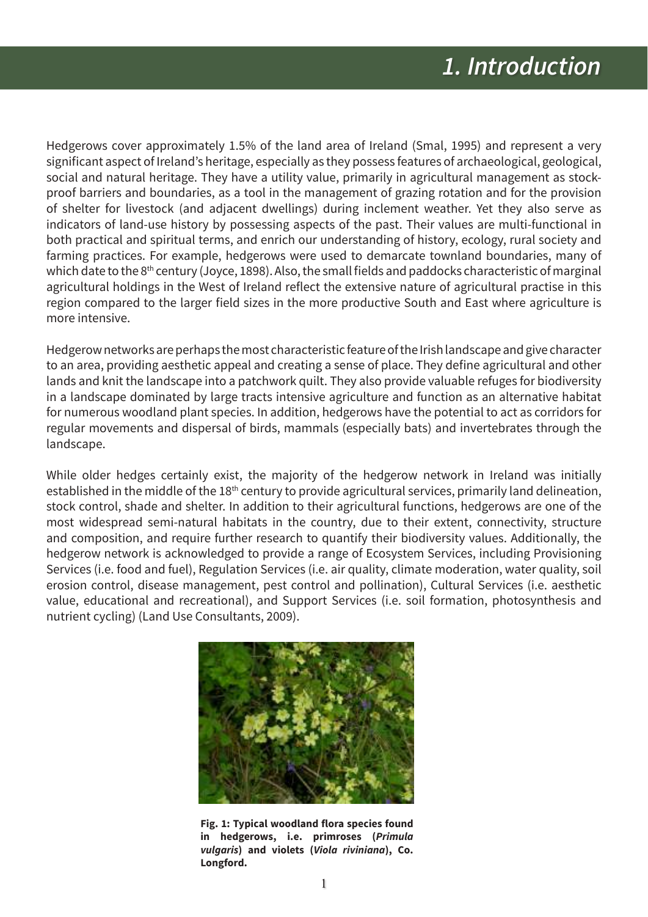# 1. Introduction

Hedgerows cover approximately 1.5% of the land area of Ireland (Smal, 1995) and represent a very significant aspect of Ireland's heritage, especially as they possess features of archaeological, geological, social and natural heritage. They have a utility value, primarily in agricultural management as stock-proof barriers and boundaries, as a tool in the management of grazing rotation and for the provision of shelter for livestock (and adjacent dwellings) during inclement weather. Yet they also serve as indicators of land-use history by possessing aspects of the past. Their values are multi-functional in both practical and spiritual terms, and enrich our understanding of history, ecology, rural society and farming practices. For example, hedgerows were used to demarcate townland boundaries, many of which date to the 8th century (Joyce, 1898). Also, the small fields and paddocks characteristic of marginal agricultural holdings in the West of Ireland reflect the extensive nature of agricultural practise in this region compared to the larger field sizes in the more productive South and East where agriculture is more intensive.

Hedgerow networks are perhaps the most characteristic feature of the Irish landscape and give character to an area, providing aesthetic appeal and creating a sense of place. They define agricultural and other lands and knit the landscape into a patchwork quilt. They also provide valuable refuges for biodiversity in a landscape dominated by large tracts intensive agriculture and function as an alternative habitat for numerous woodland plant species. In addition, hedgerows have the potential to act as corridors for regular movements and dispersal of birds, mammals (especially bats) and invertebrates through the landscape.

While older hedges certainly exist, the majority of the hedgerow network in Ireland was initially established in the middle of the 18th century to provide agricultural services, primarily land delineation, stock control, shade and shelter. In addition to their agricultural functions, hedgerows are one of the most widespread semi-natural habitats in the country, due to their extent, connectivity, structure and composition, and require further research to quantify their biodiversity values. Additionally, the hedgerow network is acknowledged to provide a range of Ecosystem Services, including Provisioning Services (i.e. food and fuel), Regulation Services (i.e. air quality, climate moderation, water quality, soil erosion control, disease management, pest control and pollination), Cultural Services (i.e. aesthetic value, educational and recreational), and Support Services (i.e. soil formation, photosynthesis and nutrient cycling) (Land Use Consultants, 2009).

**Fig. 1: Typical woodland flora species found in hedgerows, i.e. primroses (*Primula vulgaris*) and violets (*Viola riviniana*), Co. Longford.**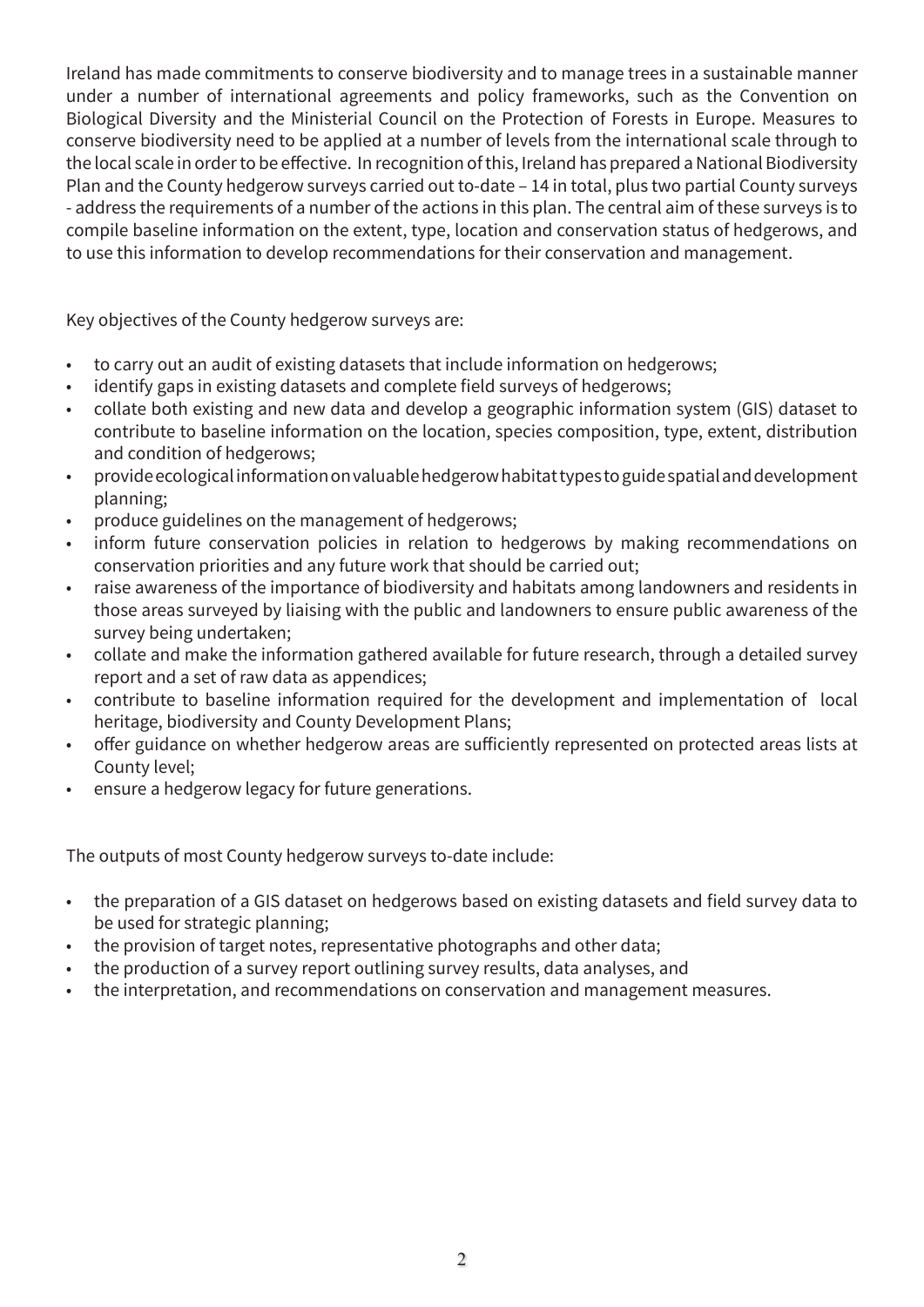Ireland has made commitments to conserve biodiversity and to manage trees in a sustainable manner under a number of international agreements and policy frameworks, such as the Convention on Biological Diversity and the Ministerial Council on the Protection of Forests in Europe. Measures to conserve biodiversity need to be applied at a number of levels from the international scale through to the local scale in order to be effective. In recognition of this, Ireland has prepared a National Biodiversity Plan and the County hedgerow surveys carried out to-date – 14 in total, plus two partial County surveys - address the requirements of a number of the actions in this plan. The central aim of these surveys is to compile baseline information on the extent, type, location and conservation status of hedgerows, and to use this information to develop recommendations for their conservation and management.

Key objectives of the County hedgerow surveys are:

- to carry out an audit of existing datasets that include information on hedgerows;
- identify gaps in existing datasets and complete field surveys of hedgerows;
- collate both existing and new data and develop a geographic information system (GIS) dataset to contribute to baseline information on the location, species composition, type, extent, distribution and condition of hedgerows;
- provide ecological information on valuable hedgerow habitat types to guide spatial and development planning;
- produce guidelines on the management of hedgerows;
- inform future conservation policies in relation to hedgerows by making recommendations on conservation priorities and any future work that should be carried out;
- raise awareness of the importance of biodiversity and habitats among landowners and residents in those areas surveyed by liaising with the public and landowners to ensure public awareness of the survey being undertaken;
- collate and make the information gathered available for future research, through a detailed survey report and a set of raw data as appendices;
- contribute to baseline information required for the development and implementation of local heritage, biodiversity and County Development Plans;
- offer guidance on whether hedgerow areas are sufficiently represented on protected areas lists at County level;
- ensure a hedgerow legacy for future generations.

The outputs of most County hedgerow surveys to-date include:

- the preparation of a GIS dataset on hedgerows based on existing datasets and field survey data to be used for strategic planning;
- the provision of target notes, representative photographs and other data;
- the production of a survey report outlining survey results, data analyses, and
- the interpretation, and recommendations on conservation and management measures.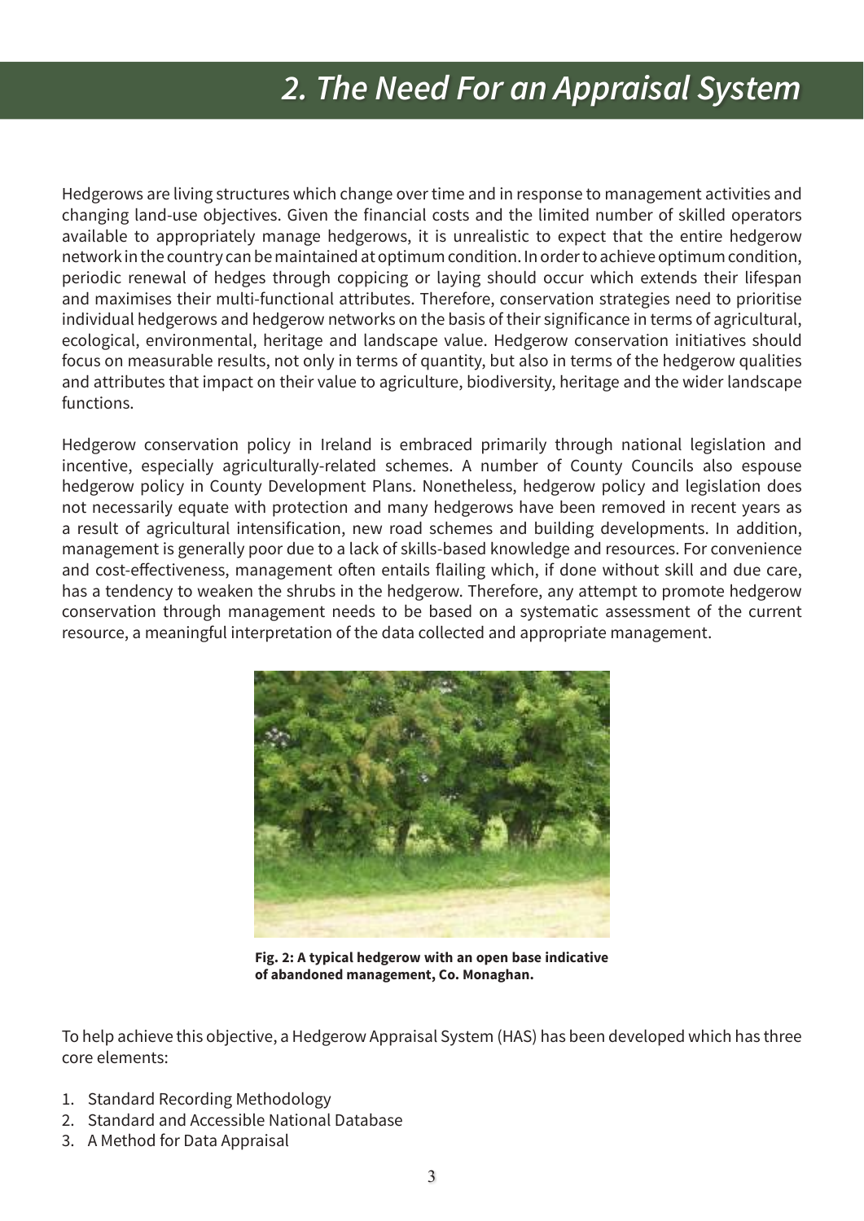# 2. The Need For an Appraisal System

Hedgerows are living structures which change over time and in response to management activities and changing land-use objectives. Given the financial costs and the limited number of skilled operators available to appropriately manage hedgerows, it is unrealistic to expect that the entire hedgerow network in the country can be maintained at optimum condition. In order to achieve optimum condition, periodic renewal of hedges through coppicing or laying should occur which extends their lifespan and maximises their multi-functional attributes. Therefore, conservation strategies need to prioritise individual hedgerows and hedgerow networks on the basis of their significance in terms of agricultural, ecological, environmental, heritage and landscape value. Hedgerow conservation initiatives should focus on measurable results, not only in terms of quantity, but also in terms of the hedgerow qualities and attributes that impact on their value to agriculture, biodiversity, heritage and the wider landscape functions.

Hedgerow conservation policy in Ireland is embraced primarily through national legislation and incentive, especially agriculturally-related schemes. A number of County Councils also espouse hedgerow policy in County Development Plans. Nonetheless, hedgerow policy and legislation does not necessarily equate with protection and many hedgerows have been removed in recent years as a result of agricultural intensification, new road schemes and building developments. In addition, management is generally poor due to a lack of skills-based knowledge and resources. For convenience and cost-effectiveness, management often entails flailing which, if done without skill and due care, has a tendency to weaken the shrubs in the hedgerow. Therefore, any attempt to promote hedgerow conservation through management needs to be based on a systematic assessment of the current resource, a meaningful interpretation of the data collected and appropriate management.

**Fig. 2: A typical hedgerow with an open base indicative of abandoned management, Co. Monaghan.**

To help achieve this objective, a Hedgerow Appraisal System (HAS) has been developed which has three core elements:

1. Standard Recording Methodology
2. Standard and Accessible National Database
3. A Method for Data Appraisal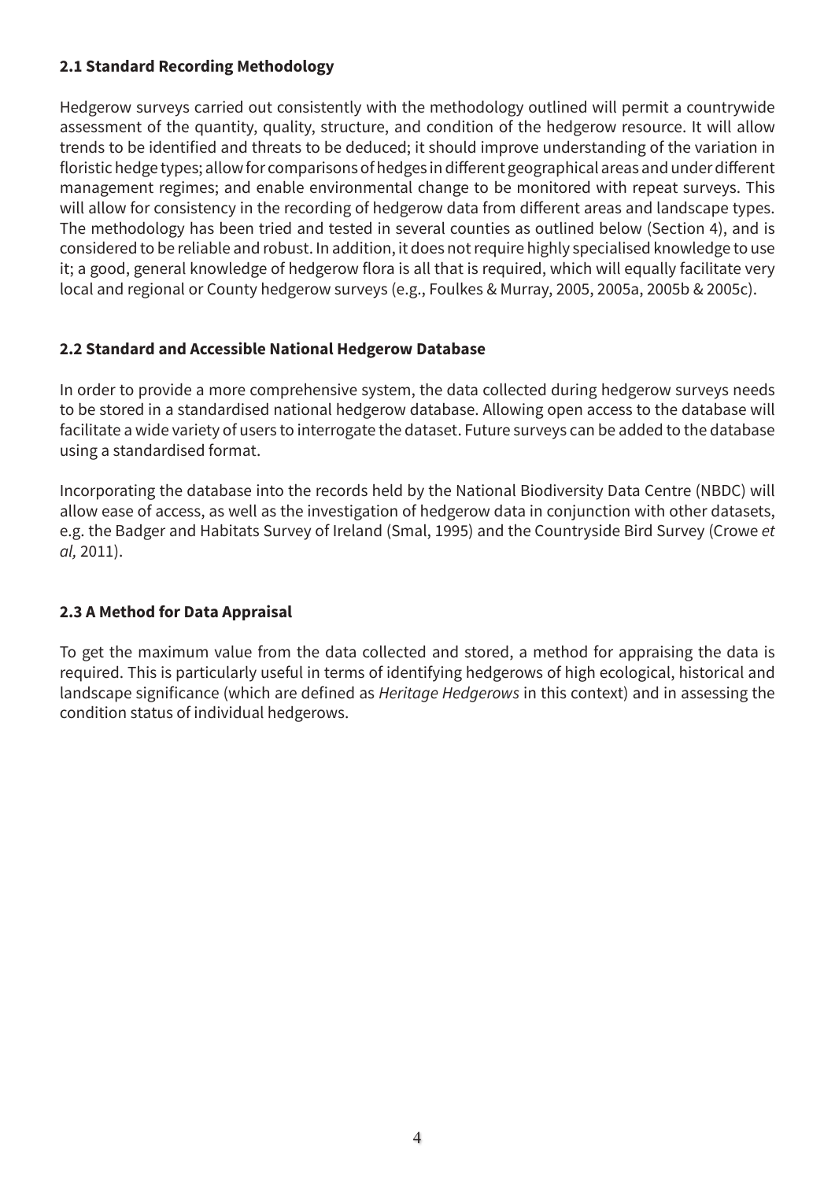### 2.1 Standard Recording Methodology

Hedgerow surveys carried out consistently with the methodology outlined will permit a countrywide assessment of the quantity, quality, structure, and condition of the hedgerow resource. It will allow trends to be identified and threats to be deduced; it should improve understanding of the variation in floristic hedge types; allow for comparisons of hedges in different geographical areas and under different management regimes; and enable environmental change to be monitored with repeat surveys. This will allow for consistency in the recording of hedgerow data from different areas and landscape types. The methodology has been tried and tested in several counties as outlined below (Section 4), and is considered to be reliable and robust. In addition, it does not require highly specialised knowledge to use it; a good, general knowledge of hedgerow flora is all that is required, which will equally facilitate very local and regional or County hedgerow surveys (e.g., Foulkes & Murray, 2005, 2005a, 2005b & 2005c).

### 2.2 Standard and Accessible National Hedgerow Database

In order to provide a more comprehensive system, the data collected during hedgerow surveys needs to be stored in a standardised national hedgerow database. Allowing open access to the database will facilitate a wide variety of users to interrogate the dataset. Future surveys can be added to the database using a standardised format.

Incorporating the database into the records held by the National Biodiversity Data Centre (NBDC) will allow ease of access, as well as the investigation of hedgerow data in conjunction with other datasets, e.g. the Badger and Habitats Survey of Ireland (Smal, 1995) and the Countryside Bird Survey (Crowe *et al,* 2011).

### 2.3 A Method for Data Appraisal

To get the maximum value from the data collected and stored, a method for appraising the data is required. This is particularly useful in terms of identifying hedgerows of high ecological, historical and landscape significance (which are defined as *Heritage Hedgerows* in this context) and in assessing the condition status of individual hedgerows.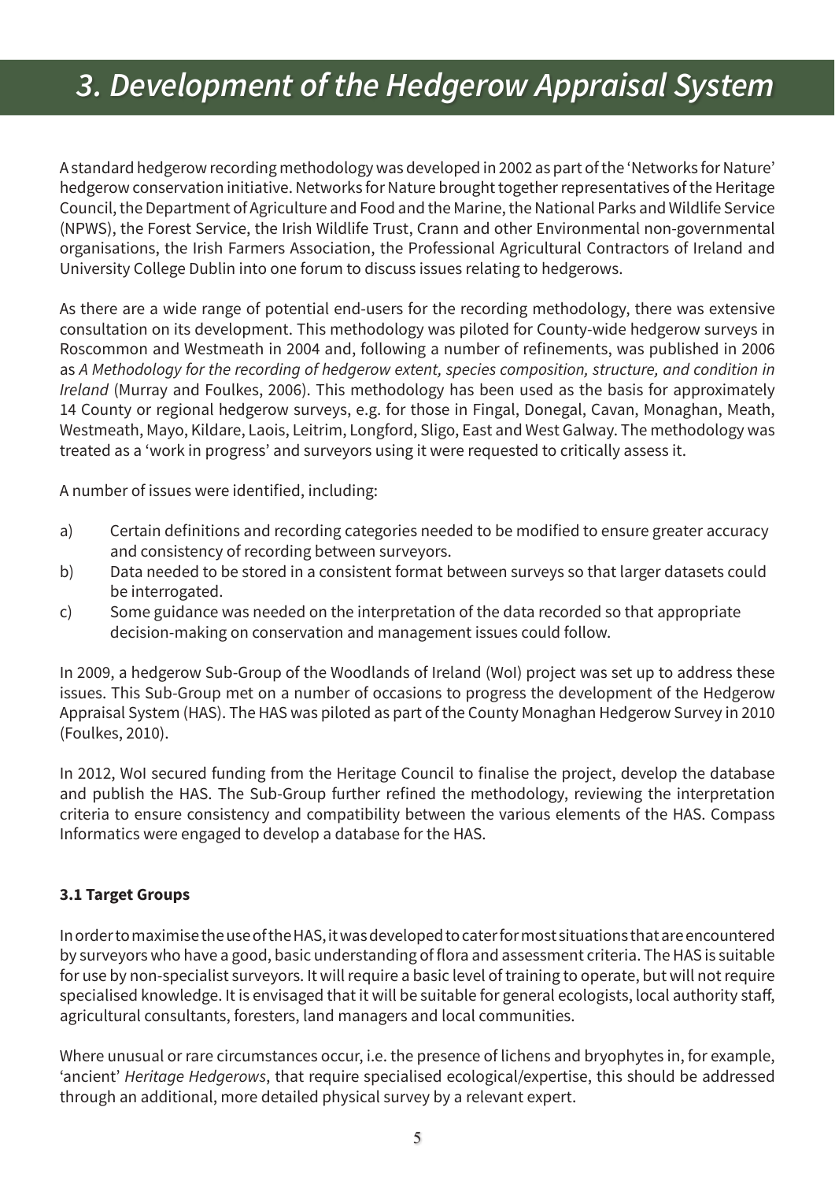# 3. Development of the Hedgerow Appraisal System

A standard hedgerow recording methodology was developed in 2002 as part of the 'Networks for Nature' hedgerow conservation initiative. Networks for Nature brought together representatives of the Heritage Council, the Department of Agriculture and Food and the Marine, the National Parks and Wildlife Service (NPWS), the Forest Service, the Irish Wildlife Trust, Crann and other Environmental non-governmental organisations, the Irish Farmers Association, the Professional Agricultural Contractors of Ireland and University College Dublin into one forum to discuss issues relating to hedgerows.

As there are a wide range of potential end-users for the recording methodology, there was extensive consultation on its development. This methodology was piloted for County-wide hedgerow surveys in Roscommon and Westmeath in 2004 and, following a number of refinements, was published in 2006 as *A Methodology for the recording of hedgerow extent, species composition, structure, and condition in Ireland* (Murray and Foulkes, 2006). This methodology has been used as the basis for approximately 14 County or regional hedgerow surveys, e.g. for those in Fingal, Donegal, Cavan, Monaghan, Meath, Westmeath, Mayo, Kildare, Laois, Leitrim, Longford, Sligo, East and West Galway. The methodology was treated as a 'work in progress' and surveyors using it were requested to critically assess it.

A number of issues were identified, including:

a) Certain definitions and recording categories needed to be modified to ensure greater accuracy and consistency of recording between surveyors.
b) Data needed to be stored in a consistent format between surveys so that larger datasets could be interrogated.
c) Some guidance was needed on the interpretation of the data recorded so that appropriate decision-making on conservation and management issues could follow.

In 2009, a hedgerow Sub-Group of the Woodlands of Ireland (WoI) project was set up to address these issues. This Sub-Group met on a number of occasions to progress the development of the Hedgerow Appraisal System (HAS). The HAS was piloted as part of the County Monaghan Hedgerow Survey in 2010 (Foulkes, 2010).

In 2012, WoI secured funding from the Heritage Council to finalise the project, develop the database and publish the HAS. The Sub-Group further refined the methodology, reviewing the interpretation criteria to ensure consistency and compatibility between the various elements of the HAS. Compass Informatics were engaged to develop a database for the HAS.

### 3.1 Target Groups

In order to maximise the use of the HAS, it was developed to cater for most situations that are encountered by surveyors who have a good, basic understanding of flora and assessment criteria. The HAS is suitable for use by non-specialist surveyors. It will require a basic level of training to operate, but will not require specialised knowledge. It is envisaged that it will be suitable for general ecologists, local authority staff, agricultural consultants, foresters, land managers and local communities.

Where unusual or rare circumstances occur, i.e. the presence of lichens and bryophytes in, for example, 'ancient' *Heritage Hedgerows*, that require specialised ecological/expertise, this should be addressed through an additional, more detailed physical survey by a relevant expert.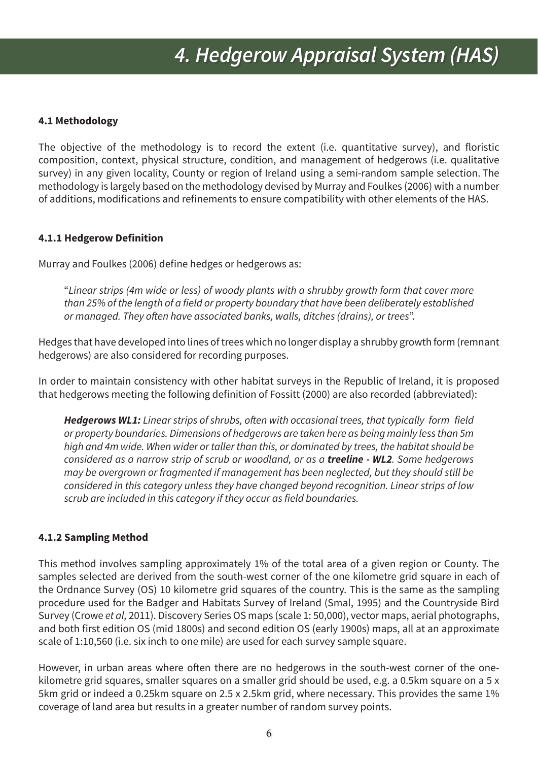# 4. Hedgerow Appraisal System (HAS)

### 4.1 Methodology

The objective of the methodology is to record the extent (i.e. quantitative survey), and floristic composition, context, physical structure, condition, and management of hedgerows (i.e. qualitative survey) in any given locality, County or region of Ireland using a semi-random sample selection. The methodology is largely based on the methodology devised by Murray and Foulkes (2006) with a number of additions, modifications and refinements to ensure compatibility with other elements of the HAS.

#### 4.1.1 Hedgerow Definition

Murray and Foulkes (2006) define hedges or hedgerows as:

> "*Linear strips (4m wide or less) of woody plants with a shrubby growth form that cover more than 25% of the length of a field or property boundary that have been deliberately established or managed. They often have associated banks, walls, ditches (drains), or trees*".

Hedges that have developed into lines of trees which no longer display a shrubby growth form (remnant hedgerows) are also considered for recording purposes.

In order to maintain consistency with other habitat surveys in the Republic of Ireland, it is proposed that hedgerows meeting the following definition of Fossitt (2000) are also recorded (abbreviated):

> ***Hedgerows WL1:*** *Linear strips of shrubs, often with occasional trees, that typically form field or property boundaries. Dimensions of hedgerows are taken here as being mainly less than 5m high and 4m wide. When wider or taller than this, or dominated by trees, the habitat should be considered as a narrow strip of scrub or woodland, or as a* ***treeline - WL2****. Some hedgerows may be overgrown or fragmented if management has been neglected, but they should still be considered in this category unless they have changed beyond recognition. Linear strips of low scrub are included in this category if they occur as field boundaries.*

#### 4.1.2 Sampling Method

This method involves sampling approximately 1% of the total area of a given region or County. The samples selected are derived from the south-west corner of the one kilometre grid square in each of the Ordnance Survey (OS) 10 kilometre grid squares of the country. This is the same as the sampling procedure used for the Badger and Habitats Survey of Ireland (Smal, 1995) and the Countryside Bird Survey (Crowe *et al,* 2011). Discovery Series OS maps (scale 1: 50,000), vector maps, aerial photographs, and both first edition OS (mid 1800s) and second edition OS (early 1900s) maps, all at an approximate scale of 1:10,560 (i.e. six inch to one mile) are used for each survey sample square.

However, in urban areas where often there are no hedgerows in the south-west corner of the one-kilometre grid squares, smaller squares on a smaller grid should be used, e.g. a 0.5km square on a 5 x 5km grid or indeed a 0.25km square on 2.5 x 2.5km grid, where necessary. This provides the same 1% coverage of land area but results in a greater number of random survey points.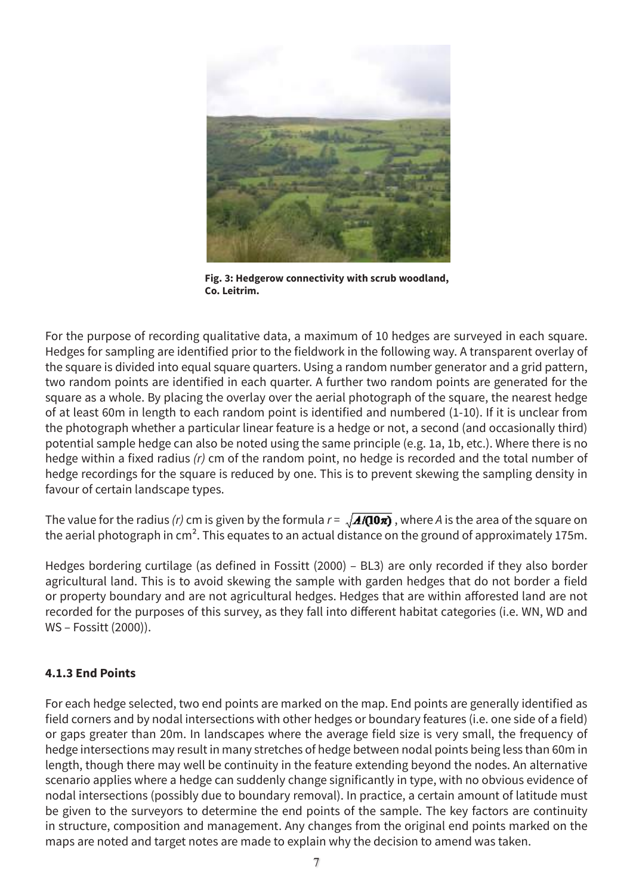Fig. 3: Hedgerow connectivity with scrub woodland, Co. Leitrim.

For the purpose of recording qualitative data, a maximum of 10 hedges are surveyed in each square. Hedges for sampling are identified prior to the fieldwork in the following way. A transparent overlay of the square is divided into equal square quarters. Using a random number generator and a grid pattern, two random points are identified in each quarter. A further two random points are generated for the square as a whole. By placing the overlay over the aerial photograph of the square, the nearest hedge of at least 60m in length to each random point is identified and numbered (1-10). If it is unclear from the photograph whether a particular linear feature is a hedge or not, a second (and occasionally third) potential sample hedge can also be noted using the same principle (e.g. 1a, 1b, etc.). Where there is no hedge within a fixed radius *(r)* cm of the random point, no hedge is recorded and the total number of hedge recordings for the square is reduced by one. This is to prevent skewing the sampling density in favour of certain landscape types.

The value for the radius *(r)* cm is given by the formula $r = \sqrt{A/(10\pi)}$, where *A* is the area of the square on the aerial photograph in cm$^2$. This equates to an actual distance on the ground of approximately 175m.

Hedges bordering curtilage (as defined in Fossitt (2000) – BL3) are only recorded if they also border agricultural land. This is to avoid skewing the sample with garden hedges that do not border a field or property boundary and are not agricultural hedges. Hedges that are within afforested land are not recorded for the purposes of this survey, as they fall into different habitat categories (i.e. WN, WD and WS – Fossitt (2000)).

### 4.1.3 End Points

For each hedge selected, two end points are marked on the map. End points are generally identified as field corners and by nodal intersections with other hedges or boundary features (i.e. one side of a field) or gaps greater than 20m. In landscapes where the average field size is very small, the frequency of hedge intersections may result in many stretches of hedge between nodal points being less than 60m in length, though there may well be continuity in the feature extending beyond the nodes. An alternative scenario applies where a hedge can suddenly change significantly in type, with no obvious evidence of nodal intersections (possibly due to boundary removal). In practice, a certain amount of latitude must be given to the surveyors to determine the end points of the sample. The key factors are continuity in structure, composition and management. Any changes from the original end points marked on the maps are noted and target notes are made to explain why the decision to amend was taken.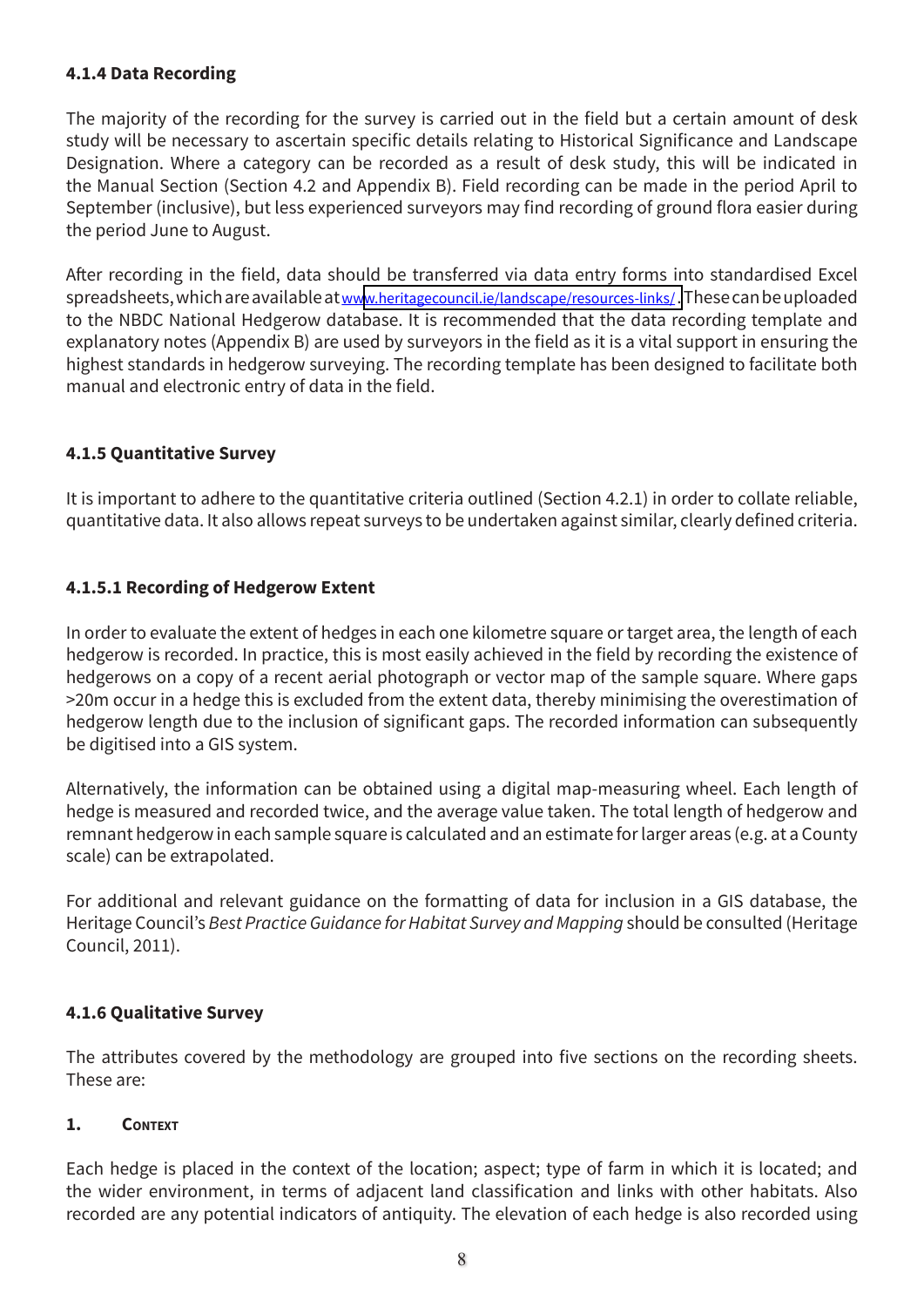#### 4.1.4 Data Recording

The majority of the recording for the survey is carried out in the field but a certain amount of desk study will be necessary to ascertain specific details relating to Historical Significance and Landscape Designation. Where a category can be recorded as a result of desk study, this will be indicated in the Manual Section (Section 4.2 and Appendix B). Field recording can be made in the period April to September (inclusive), but less experienced surveyors may find recording of ground flora easier during the period June to August.

After recording in the field, data should be transferred via data entry forms into standardised Excel spreadsheets, which are available at www.heritagecouncil.ie/landscape/resources-links/. These can be uploaded to the NBDC National Hedgerow database. It is recommended that the data recording template and explanatory notes (Appendix B) are used by surveyors in the field as it is a vital support in ensuring the highest standards in hedgerow surveying. The recording template has been designed to facilitate both manual and electronic entry of data in the field.

#### 4.1.5 Quantitative Survey

It is important to adhere to the quantitative criteria outlined (Section 4.2.1) in order to collate reliable, quantitative data. It also allows repeat surveys to be undertaken against similar, clearly defined criteria.

##### 4.1.5.1 Recording of Hedgerow Extent

In order to evaluate the extent of hedges in each one kilometre square or target area, the length of each hedgerow is recorded. In practice, this is most easily achieved in the field by recording the existence of hedgerows on a copy of a recent aerial photograph or vector map of the sample square. Where gaps >20m occur in a hedge this is excluded from the extent data, thereby minimising the overestimation of hedgerow length due to the inclusion of significant gaps. The recorded information can subsequently be digitised into a GIS system.

Alternatively, the information can be obtained using a digital map-measuring wheel. Each length of hedge is measured and recorded twice, and the average value taken. The total length of hedgerow and remnant hedgerow in each sample square is calculated and an estimate for larger areas (e.g. at a County scale) can be extrapolated.

For additional and relevant guidance on the formatting of data for inclusion in a GIS database, the Heritage Council's *Best Practice Guidance for Habitat Survey and Mapping* should be consulted (Heritage Council, 2011).

#### 4.1.6 Qualitative Survey

The attributes covered by the methodology are grouped into five sections on the recording sheets. These are:

**1. Context**

Each hedge is placed in the context of the location; aspect; type of farm in which it is located; and the wider environment, in terms of adjacent land classification and links with other habitats. Also recorded are any potential indicators of antiquity. The elevation of each hedge is also recorded using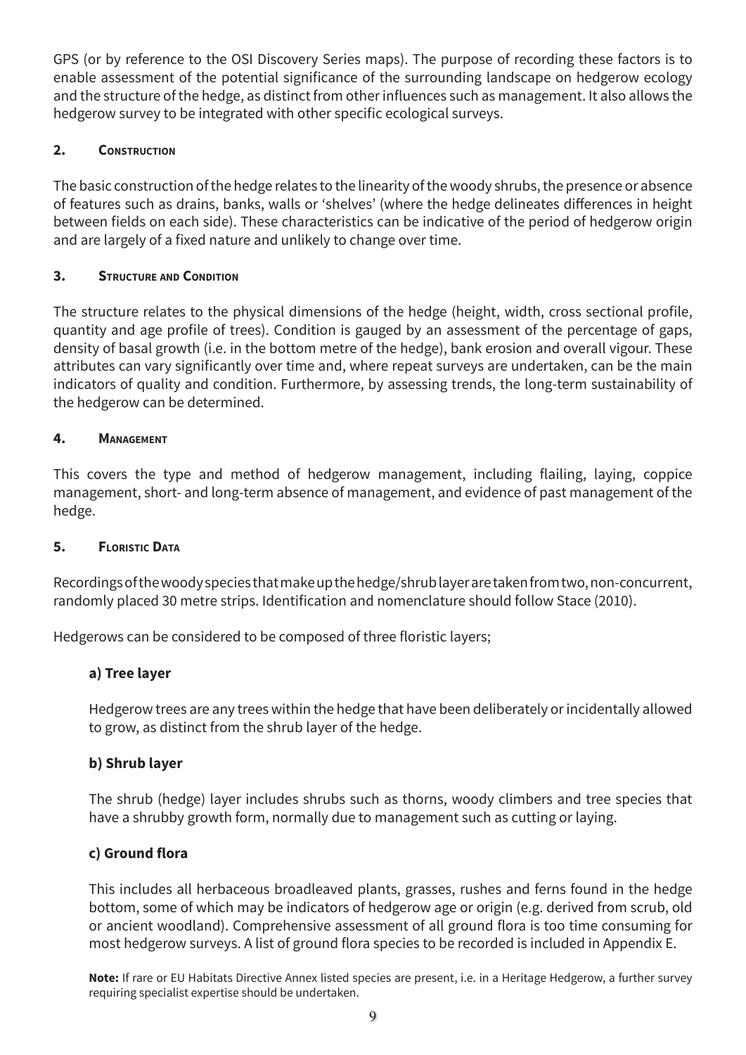GPS (or by reference to the OSI Discovery Series maps). The purpose of recording these factors is to enable assessment of the potential significance of the surrounding landscape on hedgerow ecology and the structure of the hedge, as distinct from other influences such as management. It also allows the hedgerow survey to be integrated with other specific ecological surveys.

### 2. Construction

The basic construction of the hedge relates to the linearity of the woody shrubs, the presence or absence of features such as drains, banks, walls or 'shelves' (where the hedge delineates differences in height between fields on each side). These characteristics can be indicative of the period of hedgerow origin and are largely of a fixed nature and unlikely to change over time.

### 3. Structure and Condition

The structure relates to the physical dimensions of the hedge (height, width, cross sectional profile, quantity and age profile of trees). Condition is gauged by an assessment of the percentage of gaps, density of basal growth (i.e. in the bottom metre of the hedge), bank erosion and overall vigour. These attributes can vary significantly over time and, where repeat surveys are undertaken, can be the main indicators of quality and condition. Furthermore, by assessing trends, the long-term sustainability of the hedgerow can be determined.

### 4. Management

This covers the type and method of hedgerow management, including flailing, laying, coppice management, short- and long-term absence of management, and evidence of past management of the hedge.

### 5. Floristic Data

Recordings of the woody species that make up the hedge/shrub layer are taken from two, non-concurrent, randomly placed 30 metre strips. Identification and nomenclature should follow Stace (2010).

Hedgerows can be considered to be composed of three floristic layers;

**a) Tree layer**

Hedgerow trees are any trees within the hedge that have been deliberately or incidentally allowed to grow, as distinct from the shrub layer of the hedge.

**b) Shrub layer**

The shrub (hedge) layer includes shrubs such as thorns, woody climbers and tree species that have a shrubby growth form, normally due to management such as cutting or laying.

**c) Ground flora**

This includes all herbaceous broadleaved plants, grasses, rushes and ferns found in the hedge bottom, some of which may be indicators of hedgerow age or origin (e.g. derived from scrub, old or ancient woodland). Comprehensive assessment of all ground flora is too time consuming for most hedgerow surveys. A list of ground flora species to be recorded is included in Appendix E.

**Note:** If rare or EU Habitats Directive Annex listed species are present, i.e. in a Heritage Hedgerow, a further survey requiring specialist expertise should be undertaken.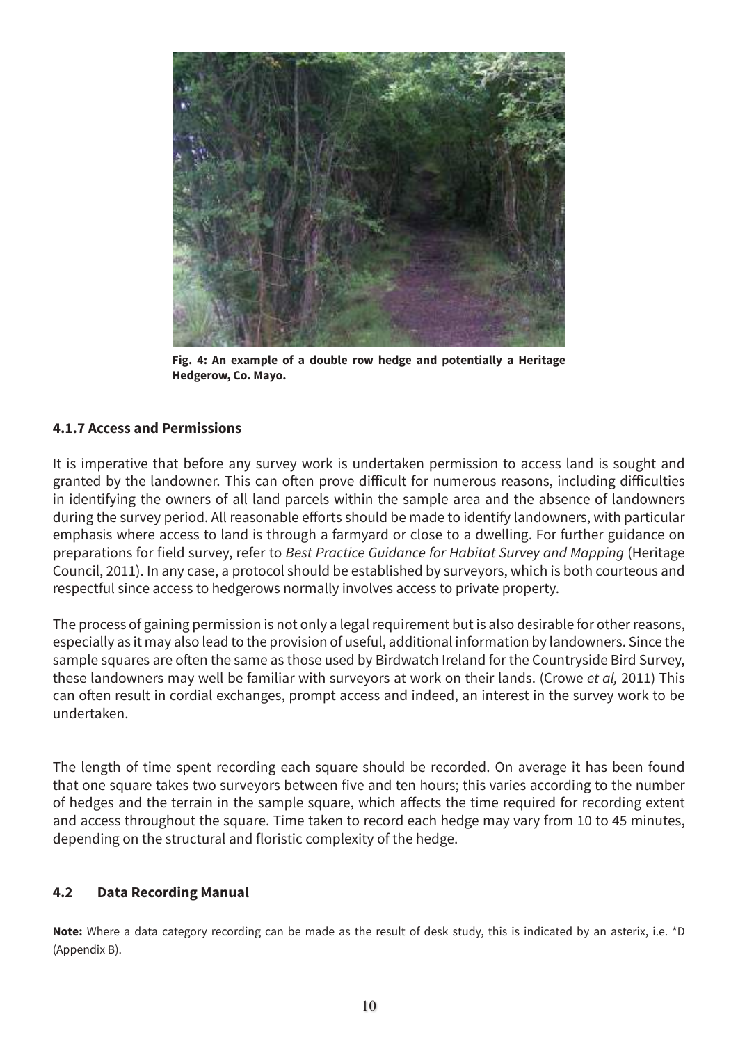**Fig. 4: An example of a double row hedge and potentially a Heritage Hedgerow, Co. Mayo.**

### 4.1.7 Access and Permissions

It is imperative that before any survey work is undertaken permission to access land is sought and granted by the landowner. This can often prove difficult for numerous reasons, including difficulties in identifying the owners of all land parcels within the sample area and the absence of landowners during the survey period. All reasonable efforts should be made to identify landowners, with particular emphasis where access to land is through a farmyard or close to a dwelling. For further guidance on preparations for field survey, refer to *Best Practice Guidance for Habitat Survey and Mapping* (Heritage Council, 2011). In any case, a protocol should be established by surveyors, which is both courteous and respectful since access to hedgerows normally involves access to private property.

The process of gaining permission is not only a legal requirement but is also desirable for other reasons, especially as it may also lead to the provision of useful, additional information by landowners. Since the sample squares are often the same as those used by Birdwatch Ireland for the Countryside Bird Survey, these landowners may well be familiar with surveyors at work on their lands. (Crowe *et al,* 2011) This can often result in cordial exchanges, prompt access and indeed, an interest in the survey work to be undertaken.

The length of time spent recording each square should be recorded. On average it has been found that one square takes two surveyors between five and ten hours; this varies according to the number of hedges and the terrain in the sample square, which affects the time required for recording extent and access throughout the square. Time taken to record each hedge may vary from 10 to 45 minutes, depending on the structural and floristic complexity of the hedge.

## 4.2 Data Recording Manual

**Note:** Where a data category recording can be made as the result of desk study, this is indicated by an asterix, i.e. *D (Appendix B).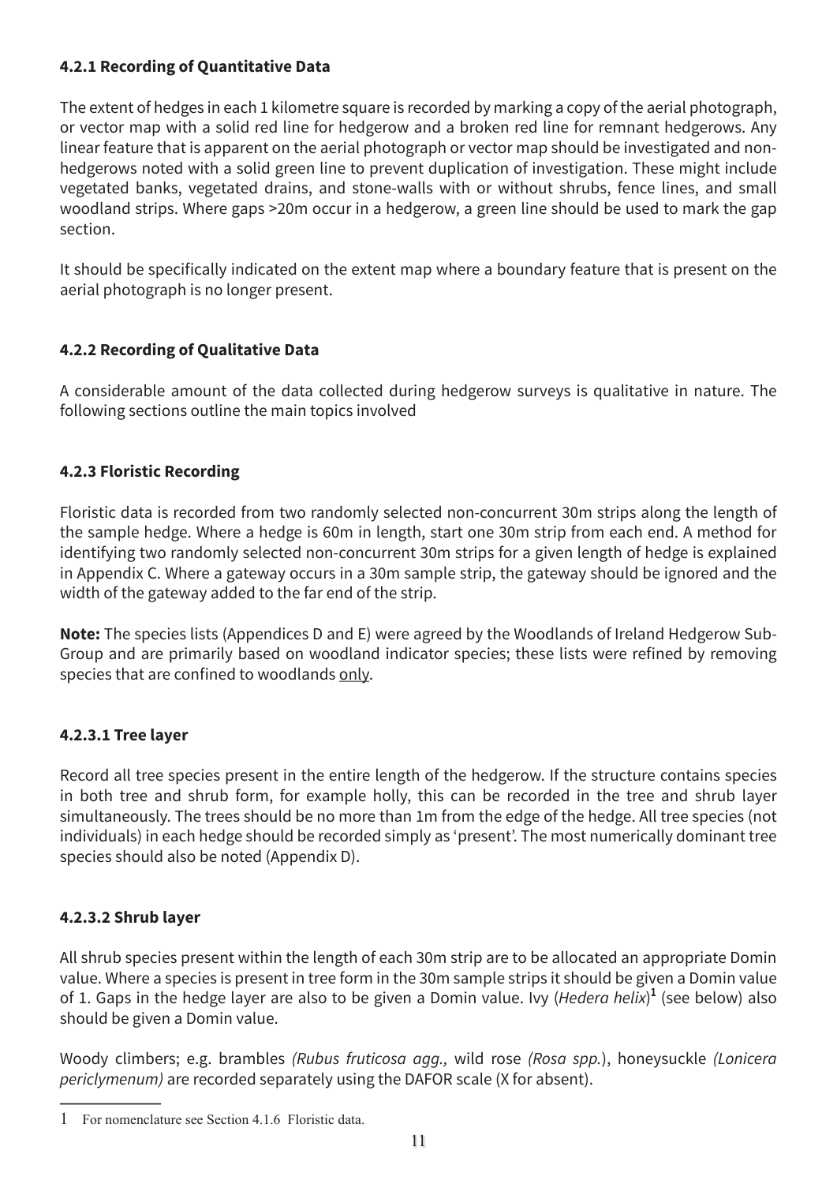#### 4.2.1 Recording of Quantitative Data

The extent of hedges in each 1 kilometre square is recorded by marking a copy of the aerial photograph, or vector map with a solid red line for hedgerow and a broken red line for remnant hedgerows. Any linear feature that is apparent on the aerial photograph or vector map should be investigated and non-hedgerows noted with a solid green line to prevent duplication of investigation. These might include vegetated banks, vegetated drains, and stone-walls with or without shrubs, fence lines, and small woodland strips. Where gaps >20m occur in a hedgerow, a green line should be used to mark the gap section.

It should be specifically indicated on the extent map where a boundary feature that is present on the aerial photograph is no longer present.

#### 4.2.2 Recording of Qualitative Data

A considerable amount of the data collected during hedgerow surveys is qualitative in nature. The following sections outline the main topics involved

#### 4.2.3 Floristic Recording

Floristic data is recorded from two randomly selected non-concurrent 30m strips along the length of the sample hedge. Where a hedge is 60m in length, start one 30m strip from each end. A method for identifying two randomly selected non-concurrent 30m strips for a given length of hedge is explained in Appendix C. Where a gateway occurs in a 30m sample strip, the gateway should be ignored and the width of the gateway added to the far end of the strip.

**Note:** The species lists (Appendices D and E) were agreed by the Woodlands of Ireland Hedgerow Sub-Group and are primarily based on woodland indicator species; these lists were refined by removing species that are confined to woodlands only.

##### 4.2.3.1 Tree layer

Record all tree species present in the entire length of the hedgerow. If the structure contains species in both tree and shrub form, for example holly, this can be recorded in the tree and shrub layer simultaneously. The trees should be no more than 1m from the edge of the hedge. All tree species (not individuals) in each hedge should be recorded simply as 'present'. The most numerically dominant tree species should also be noted (Appendix D).

##### 4.2.3.2 Shrub layer

All shrub species present within the length of each 30m strip are to be allocated an appropriate Domin value. Where a species is present in tree form in the 30m sample strips it should be given a Domin value of 1. Gaps in the hedge layer are also to be given a Domin value. Ivy (*Hedera helix*)[1] (see below) also should be given a Domin value.

Woody climbers; e.g. brambles *(Rubus fruticosa agg.,* wild rose *(Rosa spp.*), honeysuckle *(Lonicera periclymenum)* are recorded separately using the DAFOR scale (X for absent).

---

1 For nomenclature see Section 4.1.6 Floristic data.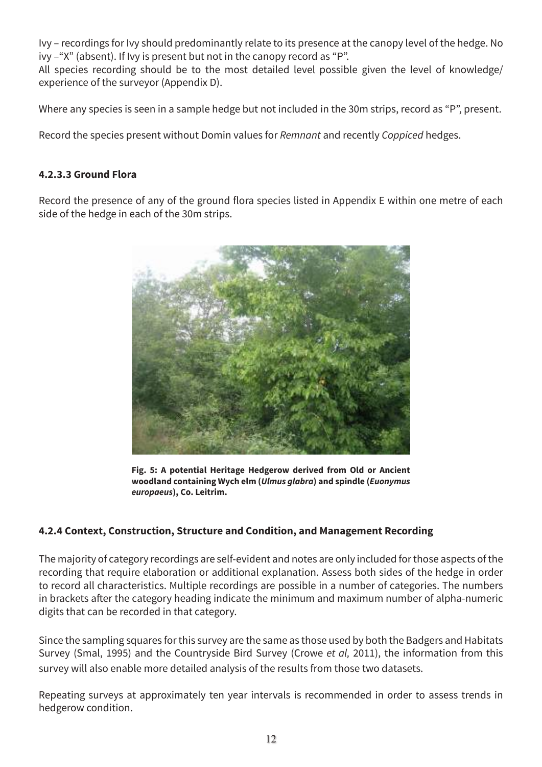Ivy – recordings for Ivy should predominantly relate to its presence at the canopy level of the hedge. No ivy –"X" (absent). If Ivy is present but not in the canopy record as "P".
All species recording should be to the most detailed level possible given the level of knowledge/ experience of the surveyor (Appendix D).

Where any species is seen in a sample hedge but not included in the 30m strips, record as "P", present.

Record the species present without Domin values for *Remnant* and recently *Coppiced* hedges.

#### 4.2.3.3 Ground Flora

Record the presence of any of the ground flora species listed in Appendix E within one metre of each side of the hedge in each of the 30m strips.

**Fig. 5: A potential Heritage Hedgerow derived from Old or Ancient woodland containing Wych elm (*Ulmus glabra*) and spindle (*Euonymus europaeus*), Co. Leitrim.**

### 4.2.4 Context, Construction, Structure and Condition, and Management Recording

The majority of category recordings are self-evident and notes are only included for those aspects of the recording that require elaboration or additional explanation. Assess both sides of the hedge in order to record all characteristics. Multiple recordings are possible in a number of categories. The numbers in brackets after the category heading indicate the minimum and maximum number of alpha-numeric digits that can be recorded in that category.

Since the sampling squares for this survey are the same as those used by both the Badgers and Habitats Survey (Smal, 1995) and the Countryside Bird Survey (Crowe *et al,* 2011), the information from this survey will also enable more detailed analysis of the results from those two datasets.

Repeating surveys at approximately ten year intervals is recommended in order to assess trends in hedgerow condition.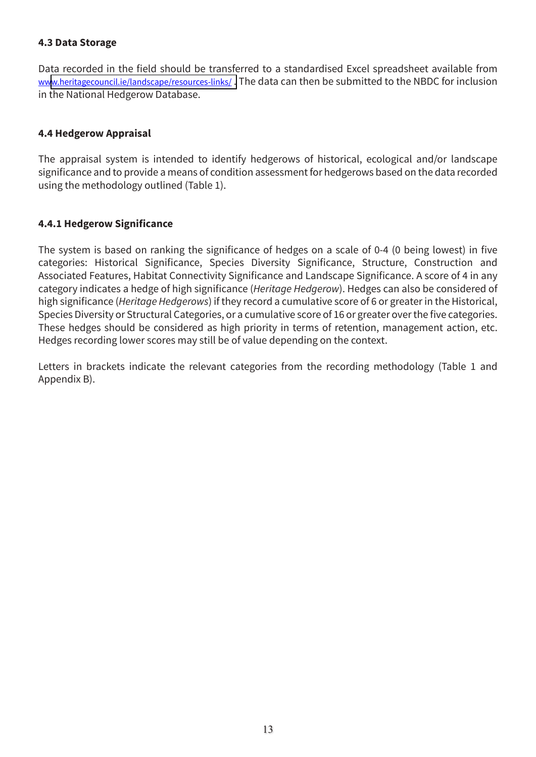### 4.3 Data Storage

Data recorded in the field should be transferred to a standardised Excel spreadsheet available from www.heritagecouncil.ie/landscape/resources-links/ . The data can then be submitted to the NBDC for inclusion in the National Hedgerow Database.

### 4.4 Hedgerow Appraisal

The appraisal system is intended to identify hedgerows of historical, ecological and/or landscape significance and to provide a means of condition assessment for hedgerows based on the data recorded using the methodology outlined (Table 1).

#### 4.4.1 Hedgerow Significance

The system is based on ranking the significance of hedges on a scale of 0-4 (0 being lowest) in five categories: Historical Significance, Species Diversity Significance, Structure, Construction and Associated Features, Habitat Connectivity Significance and Landscape Significance. A score of 4 in any category indicates a hedge of high significance (*Heritage Hedgerow*). Hedges can also be considered of high significance (*Heritage Hedgerows*) if they record a cumulative score of 6 or greater in the Historical, Species Diversity or Structural Categories, or a cumulative score of 16 or greater over the five categories. These hedges should be considered as high priority in terms of retention, management action, etc. Hedges recording lower scores may still be of value depending on the context.

Letters in brackets indicate the relevant categories from the recording methodology (Table 1 and Appendix B).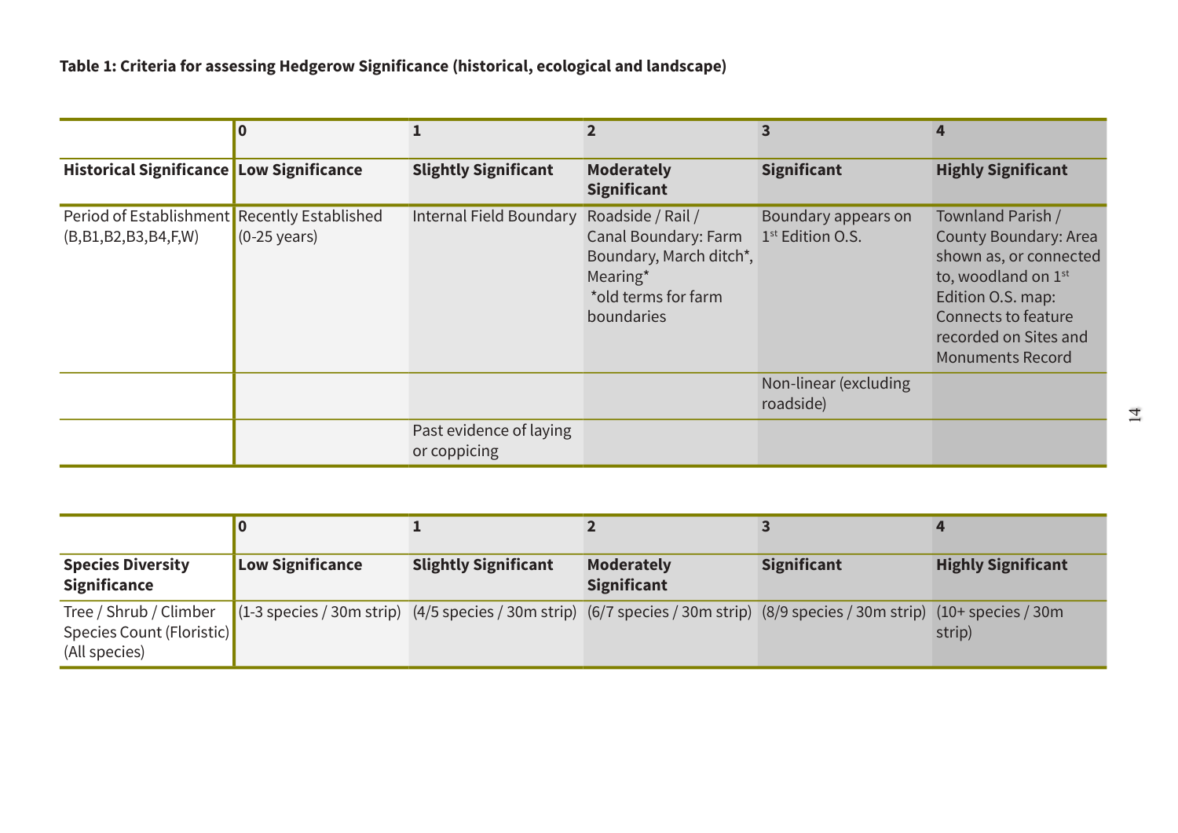**Table 1: Criteria for assessing Hedgerow Significance (historical, ecological and landscape)**

| | 0 | 1 | 2 | 3 | 4 |
|---|---|---|---|---|---|
| **Historical Significance** | **Low Significance** | **Slightly Significant** | **Moderately Significant** | **Significant** | **Highly Significant** |
| Period of Establishment (B,B1,B2,B3,B4,F,W) | Recently Established (0-25 years) | Internal Field Boundary | Roadside / Rail / Canal Boundary: Farm Boundary, March ditch*, Mearing* *old terms for farm boundaries | Boundary appears on 1st Edition O.S. | Townland Parish / County Boundary: Area shown as, or connected to, woodland on 1st Edition O.S. map: Connects to feature recorded on Sites and Monuments Record |
| | | | | Non-linear (excluding roadside) | |
| | | Past evidence of laying or coppicing | | | |

| | 0 | 1 | 2 | 3 | 4 |
|---|---|---|---|---|---|
| **Species Diversity Significance** | **Low Significance** | **Slightly Significant** | **Moderately Significant** | **Significant** | **Highly Significant** |
| Tree / Shrub / Climber Species Count (Floristic) (All species) | (1-3 species / 30m strip) | (4/5 species / 30m strip) | (6/7 species / 30m strip) | (8/9 species / 30m strip) | (10+ species / 30m strip) |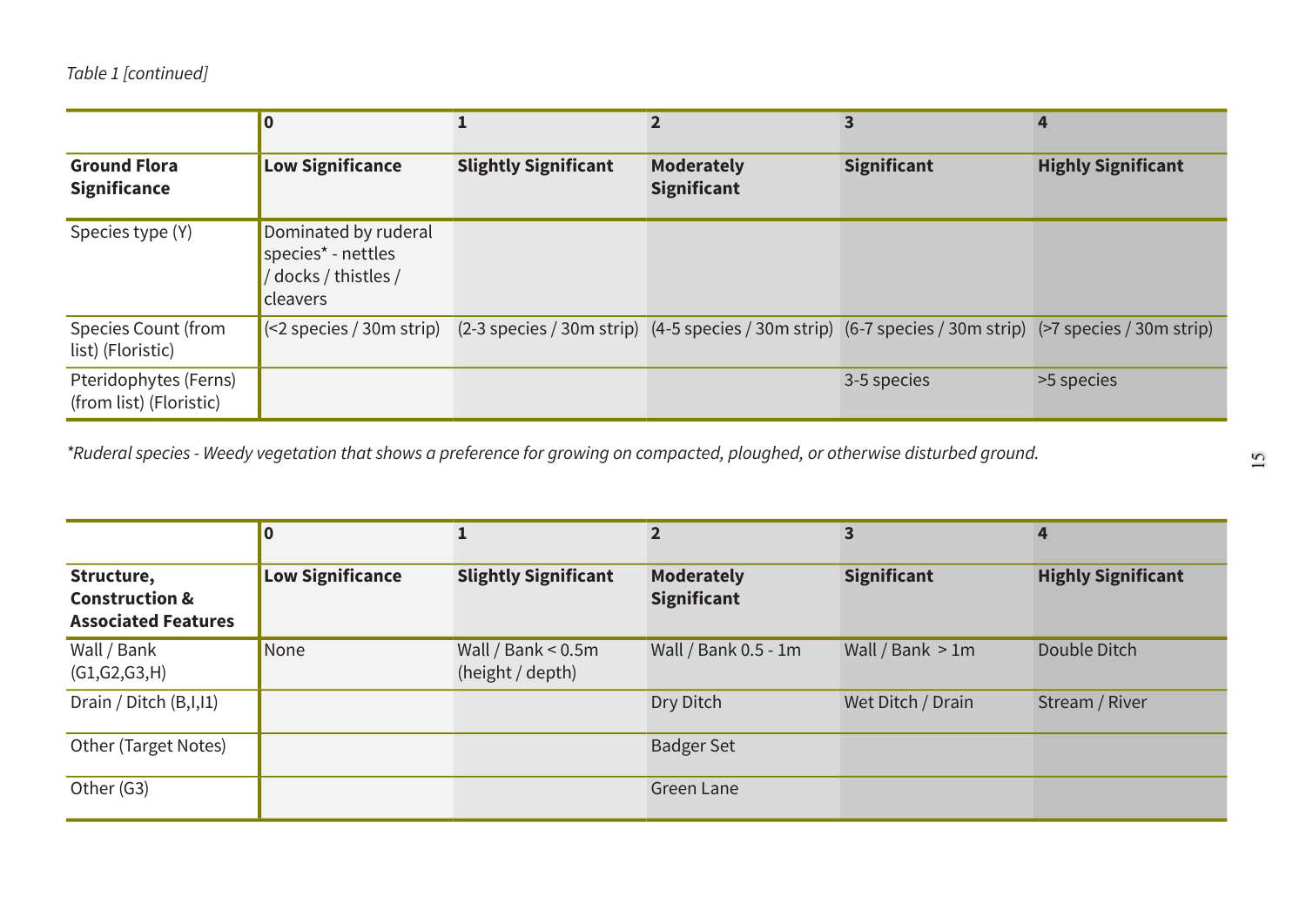*Table 1 [continued]*

| | 0 | 1 | 2 | 3 | 4 |
|---|---|---|---|---|---|
| **Ground Flora Significance** | **Low Significance** | **Slightly Significant** | **Moderately Significant** | **Significant** | **Highly Significant** |
| Species type (Y) | Dominated by ruderal species* - nettles / docks / thistles / cleavers | | | | |
| Species Count (from list) (Floristic) | (<2 species / 30m strip) | (2-3 species / 30m strip) | (4-5 species / 30m strip) | (6-7 species / 30m strip) | (>7 species / 30m strip) |
| Pteridophytes (Ferns) (from list) (Floristic) | | | | 3-5 species | >5 species |

**Ruderal species - Weedy vegetation that shows a preference for growing on compacted, ploughed, or otherwise disturbed ground.*

| | 0 | 1 | 2 | 3 | 4 |
|---|---|---|---|---|---|
| **Structure, Construction & Associated Features** | **Low Significance** | **Slightly Significant** | **Moderately Significant** | **Significant** | **Highly Significant** |
| Wall / Bank (G1,G2,G3,H) | None | Wall / Bank < 0.5m (height / depth) | Wall / Bank 0.5 - 1m | Wall / Bank > 1m | Double Ditch |
| Drain / Ditch (B,I,I1) | | | Dry Ditch | Wet Ditch / Drain | Stream / River |
| Other (Target Notes) | | | Badger Set | | |
| Other (G3) | | | Green Lane | | |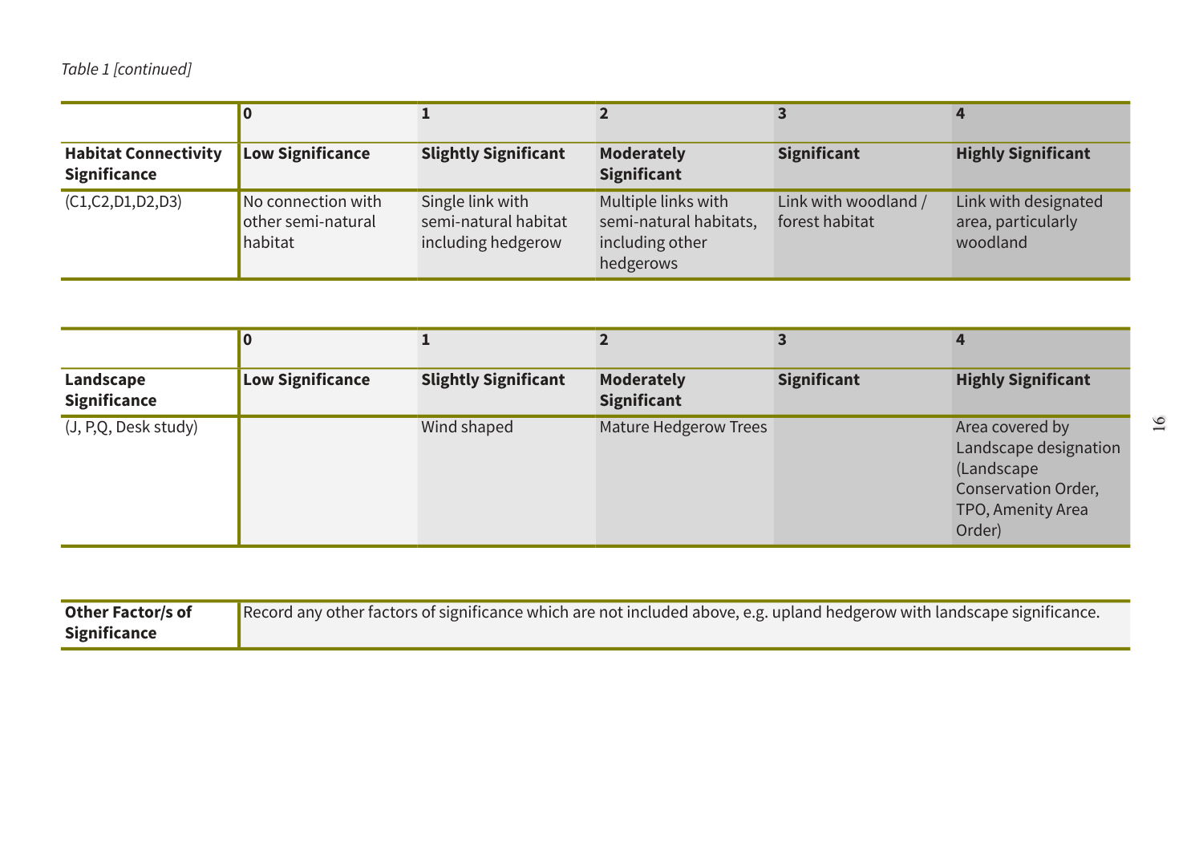*Table 1 [continued]*

| | 0 | 1 | 2 | 3 | 4 |
|---|---|---|---|---|---|
| **Habitat Connectivity Significance** | **Low Significance** | **Slightly Significant** | **Moderately Significant** | **Significant** | **Highly Significant** |
| (C1,C2,D1,D2,D3) | No connection with other semi-natural habitat | Single link with semi-natural habitat including hedgerow | Multiple links with semi-natural habitats, including other hedgerows | Link with woodland / forest habitat | Link with designated area, particularly woodland |

| | 0 | 1 | 2 | 3 | 4 |
|---|---|---|---|---|---|
| **Landscape Significance** | **Low Significance** | **Slightly Significant** | **Moderately Significant** | **Significant** | **Highly Significant** |
| (J, P,Q, Desk study) | | Wind shaped | Mature Hedgerow Trees | | Area covered by Landscape designation (Landscape Conservation Order, TPO, Amenity Area Order) |

| | |
|---|---|
| **Other Factor/s of Significance** | Record any other factors of significance which are not included above, e.g. upland hedgerow with landscape significance. |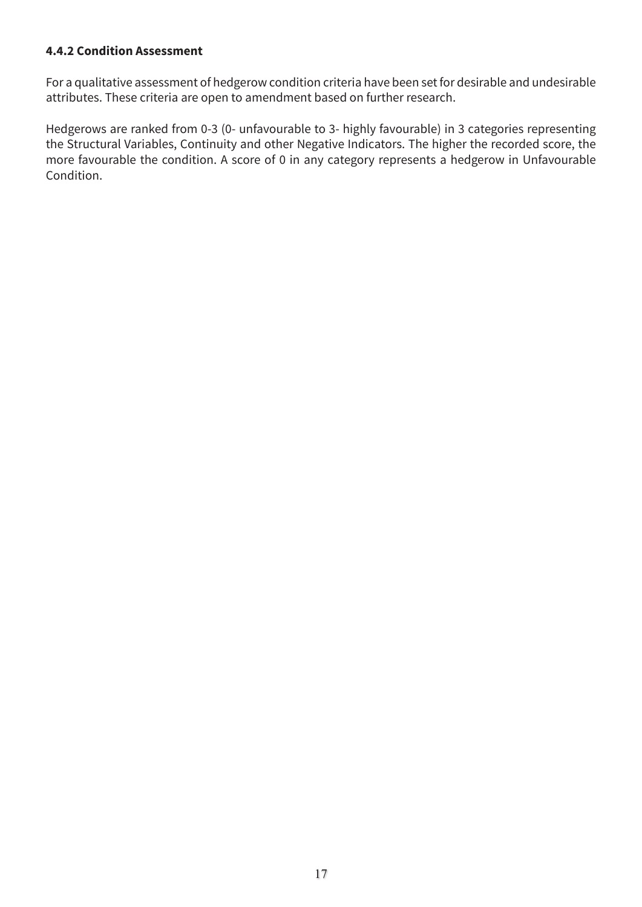#### 4.4.2 Condition Assessment

For a qualitative assessment of hedgerow condition criteria have been set for desirable and undesirable attributes. These criteria are open to amendment based on further research.

Hedgerows are ranked from 0-3 (0- unfavourable to 3- highly favourable) in 3 categories representing the Structural Variables, Continuity and other Negative Indicators. The higher the recorded score, the more favourable the condition. A score of 0 in any category represents a hedgerow in Unfavourable Condition.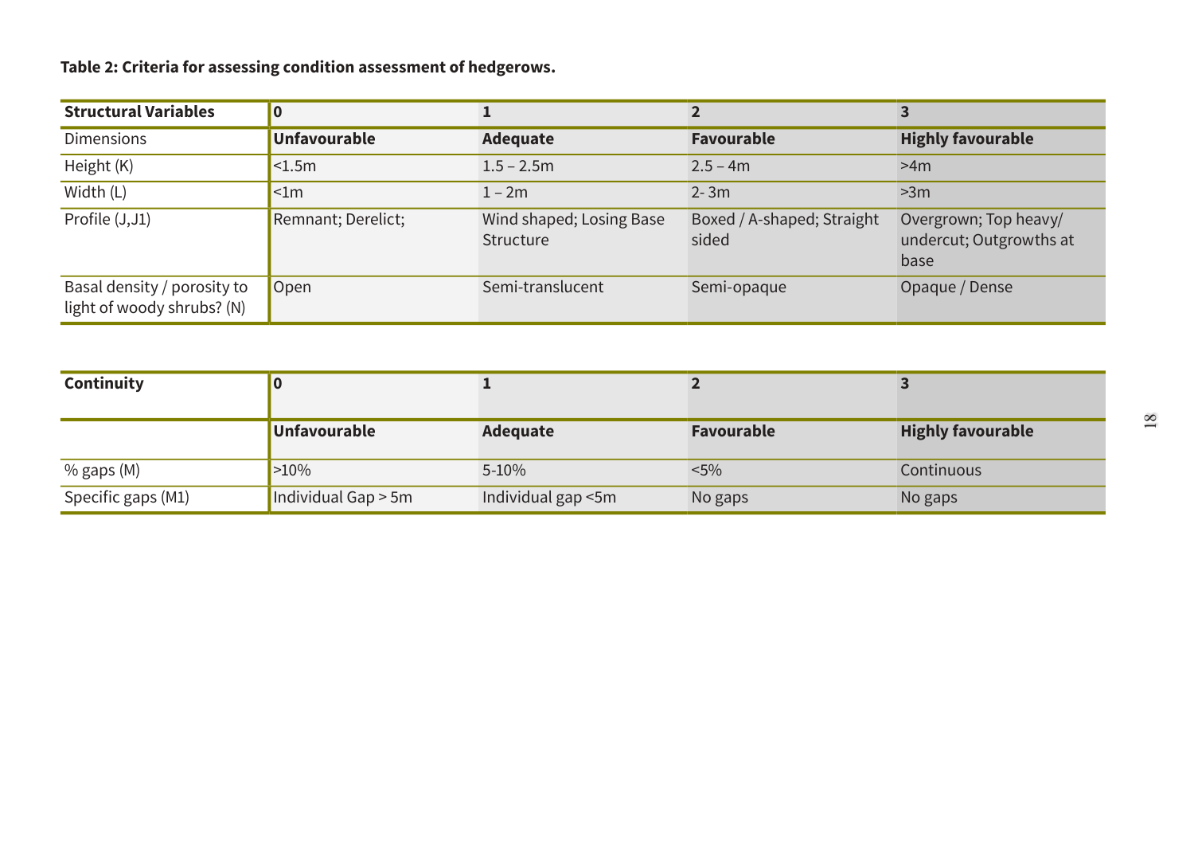**Table 2: Criteria for assessing condition assessment of hedgerows.**

| Structural Variables | 0 | 1 | 2 | 3 |
|---|---|---|---|---|
| Dimensions | **Unfavourable** | **Adequate** | **Favourable** | **Highly favourable** |
| Height (K) | <1.5m | 1.5 – 2.5m | 2.5 – 4m | >4m |
| Width (L) | <1m | 1 – 2m | 2- 3m | >3m |
| Profile (J,J1) | Remnant; Derelict; | Wind shaped; Losing Base Structure | Boxed / A-shaped; Straight sided | Overgrown; Top heavy/ undercut; Outgrowths at base |
| Basal density / porosity to light of woody shrubs? (N) | Open | Semi-translucent | Semi-opaque | Opaque / Dense |

| Continuity | 0 | 1 | 2 | 3 |
|---|---|---|---|---|
| | **Unfavourable** | **Adequate** | **Favourable** | **Highly favourable** |
| % gaps (M) | >10% | 5-10% | <5% | Continuous |
| Specific gaps (M1) | Individual Gap > 5m | Individual gap <5m | No gaps | No gaps |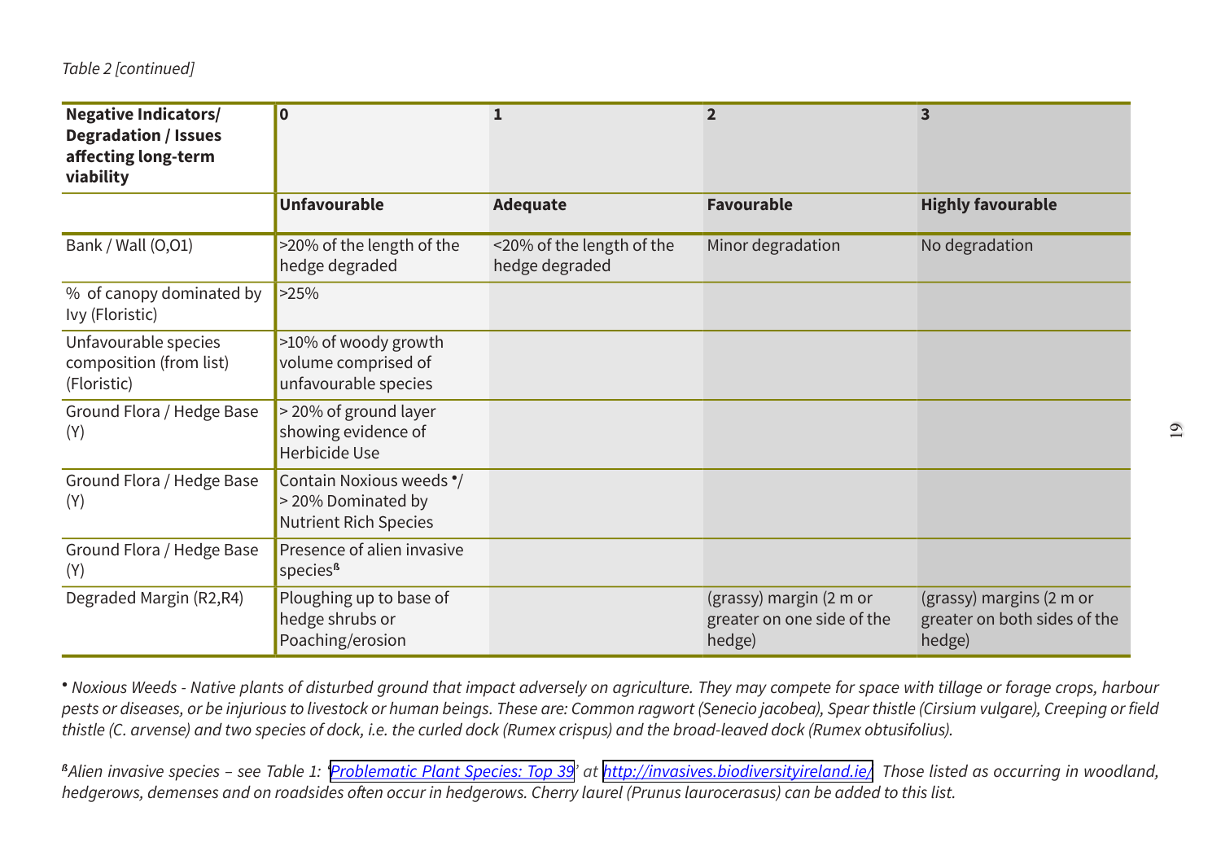*Table 2 [continued]*

| Negative Indicators/ Degradation / Issues affecting long-term viability | 0 | 1 | 2 | 3 |
|---|---|---|---|---|
| | **Unfavourable** | **Adequate** | **Favourable** | **Highly favourable** |
| Bank / Wall (O,O1) | >20% of the length of the hedge degraded | <20% of the length of the hedge degraded | Minor degradation | No degradation |
| % of canopy dominated by Ivy (Floristic) | >25% | | | |
| Unfavourable species composition (from list) (Floristic) | >10% of woody growth volume comprised of unfavourable species | | | |
| Ground Flora / Hedge Base (Y) | > 20% of ground layer showing evidence of Herbicide Use | | | |
| Ground Flora / Hedge Base (Y) | Contain Noxious weeds •/ > 20% Dominated by Nutrient Rich Species | | | |
| Ground Flora / Hedge Base (Y) | Presence of alien invasive species[ß] | | | |
| Degraded Margin (R2,R4) | Ploughing up to base of hedge shrubs or Poaching/erosion | | (grassy) margin (2 m or greater on one side of the hedge) | (grassy) margins (2 m or greater on both sides of the hedge) |

• *Noxious Weeds - Native plants of disturbed ground that impact adversely on agriculture. They may compete for space with tillage or forage crops, harbour pests or diseases, or be injurious to livestock or human beings. These are: Common ragwort (Senecio jacobea), Spear thistle (Cirsium vulgare), Creeping or field thistle (C. arvense) and two species of dock, i.e. the curled dock (Rumex crispus) and the broad-leaved dock (Rumex obtusifolius).*

[ß]*Alien invasive species – see Table 1: '[Problematic Plant Species: Top 39](http://invasives.biodiversityireland.ie/)' at [http://invasives.biodiversityireland.ie/](http://invasives.biodiversityireland.ie/). Those listed as occurring in woodland, hedgerows, demenses and on roadsides often occur in hedgerows. Cherry laurel (Prunus laurocerasus) can be added to this list.*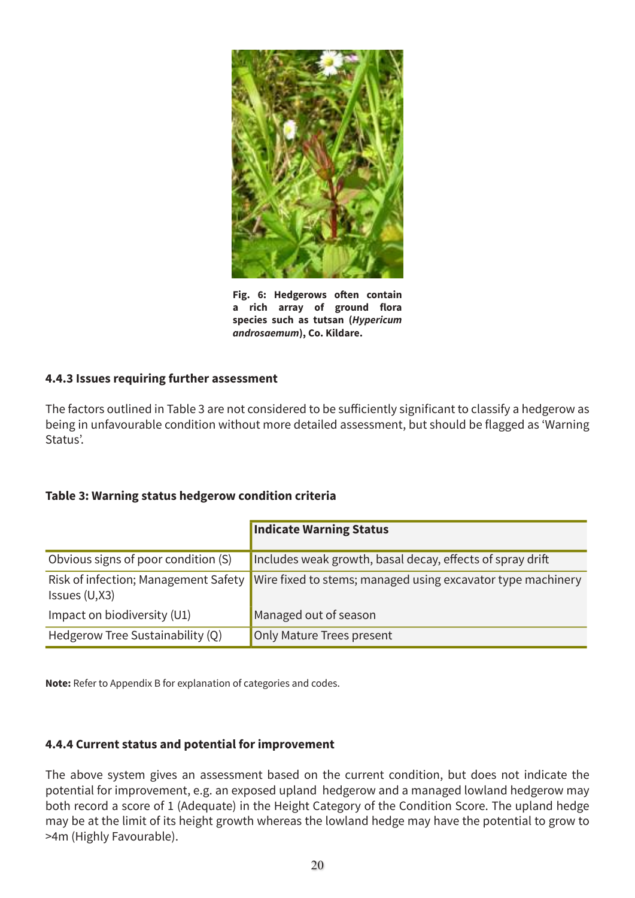Fig. 6: Hedgerows often contain a rich array of ground flora species such as tutsan (***Hypericum androsaemum***), Co. Kildare.

#### 4.4.3 Issues requiring further assessment

The factors outlined in Table 3 are not considered to be sufficiently significant to classify a hedgerow as being in unfavourable condition without more detailed assessment, but should be flagged as 'Warning Status'.

**Table 3: Warning status hedgerow condition criteria**

| | **Indicate Warning Status** |
|---|---|
| Obvious signs of poor condition (S) | Includes weak growth, basal decay, effects of spray drift |
| Risk of infection; Management Safety Issues (U,X3) | Wire fixed to stems; managed using excavator type machinery |
| Impact on biodiversity (U1) | Managed out of season |
| Hedgerow Tree Sustainability (Q) | Only Mature Trees present |

**Note:** Refer to Appendix B for explanation of categories and codes.

#### 4.4.4 Current status and potential for improvement

The above system gives an assessment based on the current condition, but does not indicate the potential for improvement, e.g. an exposed upland hedgerow and a managed lowland hedgerow may both record a score of 1 (Adequate) in the Height Category of the Condition Score. The upland hedge may be at the limit of its height growth whereas the lowland hedge may have the potential to grow to >4m (Highly Favourable).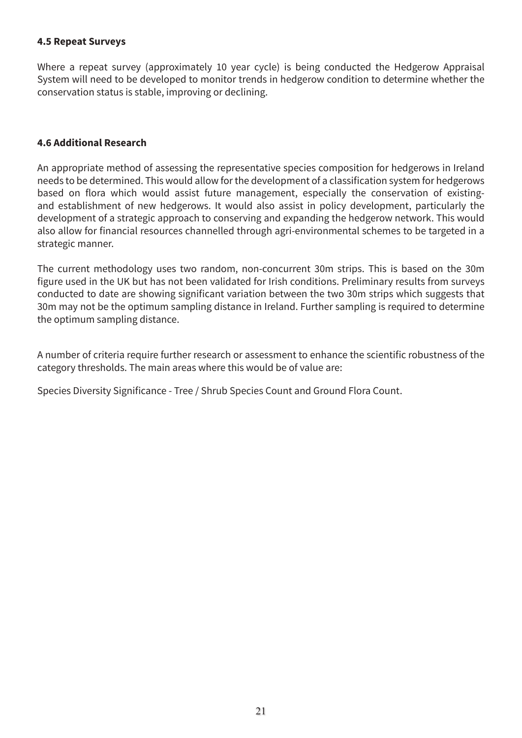### 4.5 Repeat Surveys

Where a repeat survey (approximately 10 year cycle) is being conducted the Hedgerow Appraisal System will need to be developed to monitor trends in hedgerow condition to determine whether the conservation status is stable, improving or declining.

### 4.6 Additional Research

An appropriate method of assessing the representative species composition for hedgerows in Ireland needs to be determined. This would allow for the development of a classification system for hedgerows based on flora which would assist future management, especially the conservation of existing- and establishment of new hedgerows. It would also assist in policy development, particularly the development of a strategic approach to conserving and expanding the hedgerow network. This would also allow for financial resources channelled through agri-environmental schemes to be targeted in a strategic manner.

The current methodology uses two random, non-concurrent 30m strips. This is based on the 30m figure used in the UK but has not been validated for Irish conditions. Preliminary results from surveys conducted to date are showing significant variation between the two 30m strips which suggests that 30m may not be the optimum sampling distance in Ireland. Further sampling is required to determine the optimum sampling distance.

A number of criteria require further research or assessment to enhance the scientific robustness of the category thresholds. The main areas where this would be of value are:

Species Diversity Significance - Tree / Shrub Species Count and Ground Flora Count.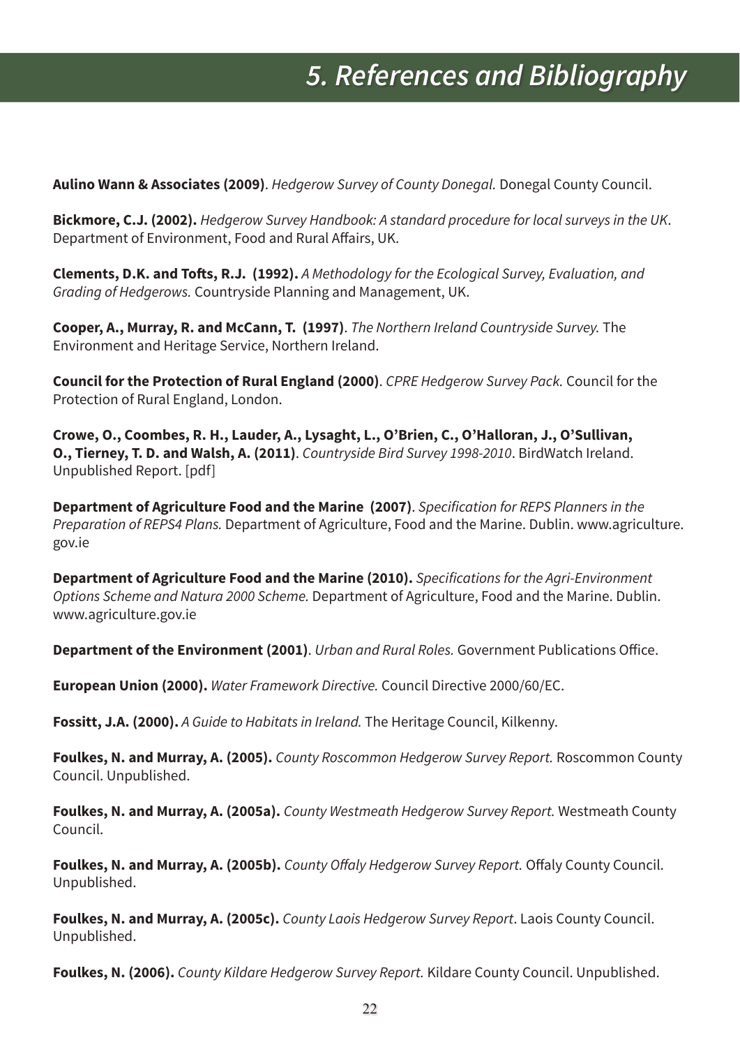# 5. References and Bibliography

**Aulino Wann & Associates (2009)**. *Hedgerow Survey of County Donegal.* Donegal County Council.

**Bickmore, C.J. (2002).** *Hedgerow Survey Handbook: A standard procedure for local surveys in the UK*. Department of Environment, Food and Rural Affairs, UK.

**Clements, D.K. and Tofts, R.J. (1992).** *A Methodology for the Ecological Survey, Evaluation, and Grading of Hedgerows.* Countryside Planning and Management, UK.

**Cooper, A., Murray, R. and McCann, T. (1997)**. *The Northern Ireland Countryside Survey.* The Environment and Heritage Service, Northern Ireland.

**Council for the Protection of Rural England (2000)**. *CPRE Hedgerow Survey Pack.* Council for the Protection of Rural England, London.

**Crowe, O., Coombes, R. H., Lauder, A., Lysaght, L., O'Brien, C., O'Halloran, J., O'Sullivan, O., Tierney, T. D. and Walsh, A. (2011)**. *Countryside Bird Survey 1998-2010*. BirdWatch Ireland. Unpublished Report. [pdf]

**Department of Agriculture Food and the Marine (2007)**. *Specification for REPS Planners in the Preparation of REPS4 Plans.* Department of Agriculture, Food and the Marine. Dublin. www.agriculture.gov.ie

**Department of Agriculture Food and the Marine (2010).** *Specifications for the Agri-Environment Options Scheme and Natura 2000 Scheme.* Department of Agriculture, Food and the Marine. Dublin. www.agriculture.gov.ie

**Department of the Environment (2001)**. *Urban and Rural Roles.* Government Publications Office.

**European Union (2000).** *Water Framework Directive.* Council Directive 2000/60/EC.

**Fossitt, J.A. (2000).** *A Guide to Habitats in Ireland.* The Heritage Council, Kilkenny.

**Foulkes, N. and Murray, A. (2005).** *County Roscommon Hedgerow Survey Report.* Roscommon County Council. Unpublished.

**Foulkes, N. and Murray, A. (2005a).** *County Westmeath Hedgerow Survey Report.* Westmeath County Council.

**Foulkes, N. and Murray, A. (2005b).** *County Offaly Hedgerow Survey Report.* Offaly County Council. Unpublished.

**Foulkes, N. and Murray, A. (2005c).** *County Laois Hedgerow Survey Report*. Laois County Council. Unpublished.

**Foulkes, N. (2006).** *County Kildare Hedgerow Survey Report.* Kildare County Council. Unpublished.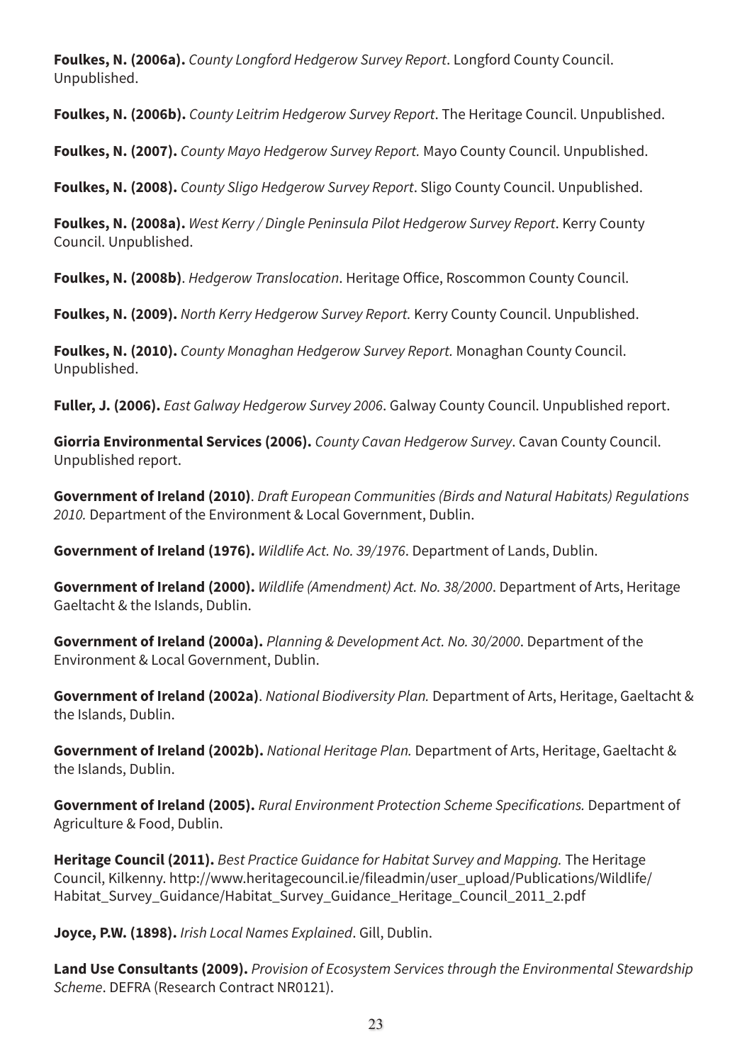**Foulkes, N. (2006a).** *County Longford Hedgerow Survey Report*. Longford County Council. Unpublished.

**Foulkes, N. (2006b).** *County Leitrim Hedgerow Survey Report*. The Heritage Council. Unpublished.

**Foulkes, N. (2007).** *County Mayo Hedgerow Survey Report.* Mayo County Council. Unpublished.

**Foulkes, N. (2008).** *County Sligo Hedgerow Survey Report*. Sligo County Council. Unpublished.

**Foulkes, N. (2008a).** *West Kerry / Dingle Peninsula Pilot Hedgerow Survey Report*. Kerry County Council. Unpublished.

**Foulkes, N. (2008b)**. *Hedgerow Translocation*. Heritage Office, Roscommon County Council.

**Foulkes, N. (2009).** *North Kerry Hedgerow Survey Report.* Kerry County Council. Unpublished.

**Foulkes, N. (2010).** *County Monaghan Hedgerow Survey Report.* Monaghan County Council. Unpublished.

**Fuller, J. (2006).** *East Galway Hedgerow Survey 2006*. Galway County Council. Unpublished report.

**Giorria Environmental Services (2006).** *County Cavan Hedgerow Survey*. Cavan County Council. Unpublished report.

**Government of Ireland (2010)**. *Draft European Communities (Birds and Natural Habitats) Regulations 2010.* Department of the Environment & Local Government, Dublin.

**Government of Ireland (1976).** *Wildlife Act. No. 39/1976*. Department of Lands, Dublin.

**Government of Ireland (2000).** *Wildlife (Amendment) Act. No. 38/2000*. Department of Arts, Heritage Gaeltacht & the Islands, Dublin.

**Government of Ireland (2000a).** *Planning & Development Act. No. 30/2000*. Department of the Environment & Local Government, Dublin.

**Government of Ireland (2002a)**. *National Biodiversity Plan.* Department of Arts, Heritage, Gaeltacht & the Islands, Dublin.

**Government of Ireland (2002b).** *National Heritage Plan.* Department of Arts, Heritage, Gaeltacht & the Islands, Dublin.

**Government of Ireland (2005).** *Rural Environment Protection Scheme Specifications.* Department of Agriculture & Food, Dublin.

**Heritage Council (2011).** *Best Practice Guidance for Habitat Survey and Mapping.* The Heritage Council, Kilkenny. http://www.heritagecouncil.ie/fileadmin/user_upload/Publications/Wildlife/Habitat_Survey_Guidance/Habitat_Survey_Guidance_Heritage_Council_2011_2.pdf

**Joyce, P.W. (1898).** *Irish Local Names Explained*. Gill, Dublin.

**Land Use Consultants (2009).** *Provision of Ecosystem Services through the Environmental Stewardship Scheme*. DEFRA (Research Contract NR0121).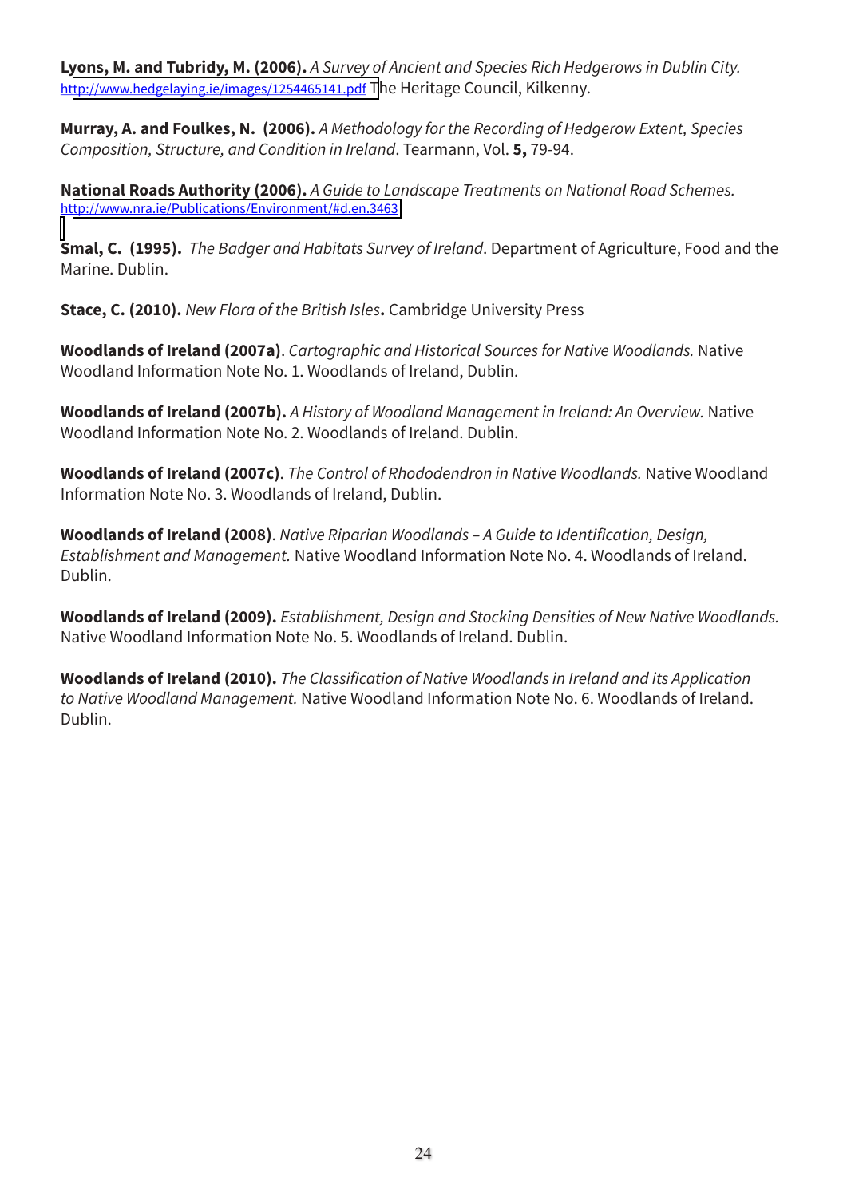**Lyons, M. and Tubridy, M. (2006).** *A Survey of Ancient and Species Rich Hedgerows in Dublin City.* http://www.hedgelaying.ie/images/1254465141.pdf The Heritage Council, Kilkenny.

**Murray, A. and Foulkes, N. (2006).** *A Methodology for the Recording of Hedgerow Extent, Species Composition, Structure, and Condition in Ireland*. Tearmann, Vol. **5,** 79-94.

**National Roads Authority (2006).** *A Guide to Landscape Treatments on National Road Schemes.* http://www.nra.ie/Publications/Environment/#d.en.3463

**Smal, C. (1995).** *The Badger and Habitats Survey of Ireland*. Department of Agriculture, Food and the Marine. Dublin.

**Stace, C. (2010).** *New Flora of the British Isles***.** Cambridge University Press

**Woodlands of Ireland (2007a)**. *Cartographic and Historical Sources for Native Woodlands.* Native Woodland Information Note No. 1. Woodlands of Ireland, Dublin.

**Woodlands of Ireland (2007b).** *A History of Woodland Management in Ireland: An Overview.* Native Woodland Information Note No. 2. Woodlands of Ireland. Dublin.

**Woodlands of Ireland (2007c)**. *The Control of Rhododendron in Native Woodlands.* Native Woodland Information Note No. 3. Woodlands of Ireland, Dublin.

**Woodlands of Ireland (2008)**. *Native Riparian Woodlands – A Guide to Identification, Design, Establishment and Management.* Native Woodland Information Note No. 4. Woodlands of Ireland. Dublin.

**Woodlands of Ireland (2009).** *Establishment, Design and Stocking Densities of New Native Woodlands.* Native Woodland Information Note No. 5. Woodlands of Ireland. Dublin.

**Woodlands of Ireland (2010).** *The Classification of Native Woodlands in Ireland and its Application to Native Woodland Management.* Native Woodland Information Note No. 6. Woodlands of Ireland. Dublin.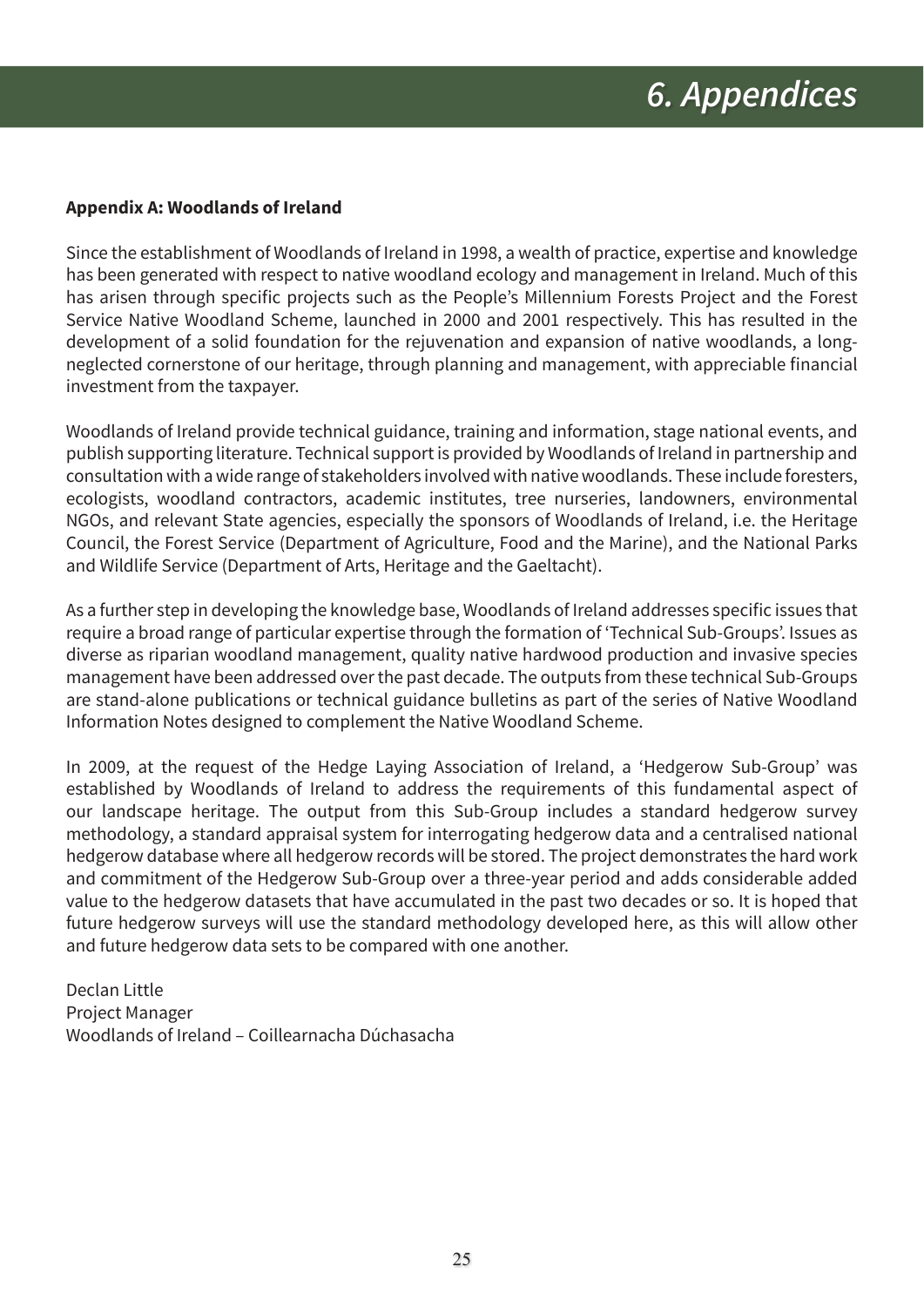# 6. Appendices

**Appendix A: Woodlands of Ireland**

Since the establishment of Woodlands of Ireland in 1998, a wealth of practice, expertise and knowledge has been generated with respect to native woodland ecology and management in Ireland. Much of this has arisen through specific projects such as the People's Millennium Forests Project and the Forest Service Native Woodland Scheme, launched in 2000 and 2001 respectively. This has resulted in the development of a solid foundation for the rejuvenation and expansion of native woodlands, a long-neglected cornerstone of our heritage, through planning and management, with appreciable financial investment from the taxpayer.

Woodlands of Ireland provide technical guidance, training and information, stage national events, and publish supporting literature. Technical support is provided by Woodlands of Ireland in partnership and consultation with a wide range of stakeholders involved with native woodlands. These include foresters, ecologists, woodland contractors, academic institutes, tree nurseries, landowners, environmental NGOs, and relevant State agencies, especially the sponsors of Woodlands of Ireland, i.e. the Heritage Council, the Forest Service (Department of Agriculture, Food and the Marine), and the National Parks and Wildlife Service (Department of Arts, Heritage and the Gaeltacht).

As a further step in developing the knowledge base, Woodlands of Ireland addresses specific issues that require a broad range of particular expertise through the formation of 'Technical Sub-Groups'. Issues as diverse as riparian woodland management, quality native hardwood production and invasive species management have been addressed over the past decade. The outputs from these technical Sub-Groups are stand-alone publications or technical guidance bulletins as part of the series of Native Woodland Information Notes designed to complement the Native Woodland Scheme.

In 2009, at the request of the Hedge Laying Association of Ireland, a 'Hedgerow Sub-Group' was established by Woodlands of Ireland to address the requirements of this fundamental aspect of our landscape heritage. The output from this Sub-Group includes a standard hedgerow survey methodology, a standard appraisal system for interrogating hedgerow data and a centralised national hedgerow database where all hedgerow records will be stored. The project demonstrates the hard work and commitment of the Hedgerow Sub-Group over a three-year period and adds considerable added value to the hedgerow datasets that have accumulated in the past two decades or so. It is hoped that future hedgerow surveys will use the standard methodology developed here, as this will allow other and future hedgerow data sets to be compared with one another.

Declan Little
Project Manager
Woodlands of Ireland – Coillearnacha Dúchasacha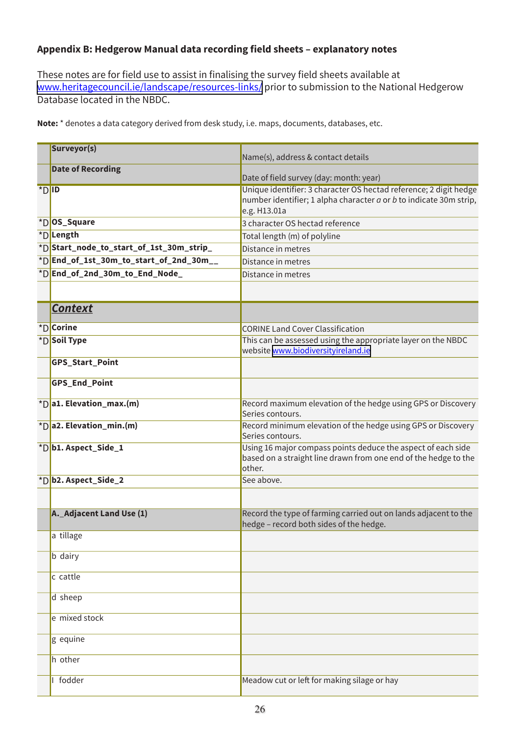### Appendix B: Hedgerow Manual data recording field sheets – explanatory notes

These notes are for field use to assist in finalising the survey field sheets available at www.heritagecouncil.ie/landscape/resources-links/ prior to submission to the National Hedgerow Database located in the NBDC.

**Note:** * denotes a data category derived from desk study, i.e. maps, documents, databases, etc.

| | | |
|---|---|---|
| | **Surveyor(s)** | Name(s), address & contact details |
| | **Date of Recording** | Date of field survey (day: month: year) |
| *D | **ID** | Unique identifier: 3 character OS hectad reference; 2 digit hedge number identifier; 1 alpha character *a* or *b* to indicate 30m strip, e.g. H13.01a |
| *D | **OS_Square** | 3 character OS hectad reference |
| *D | **Length** | Total length (m) of polyline |
| *D | **Start_node_to_start_of_1st_30m_strip_** | Distance in metres |
| *D | **End_of_1st_30m_to_start_of_2nd_30m__** | Distance in metres |
| *D | **End_of_2nd_30m_to_End_Node_** | Distance in metres |
| | | |
| | ***Context*** | |
| *D | **Corine** | CORINE Land Cover Classification |
| *D | **Soil Type** | This can be assessed using the appropriate layer on the NBDC website www.biodiversityireland.ie |
| | **GPS_Start_Point** | |
| | **GPS_End_Point** | |
| *D | **a1. Elevation_max.(m)** | Record maximum elevation of the hedge using GPS or Discovery Series contours. |
| *D | **a2. Elevation_min.(m)** | Record minimum elevation of the hedge using GPS or Discovery Series contours. |
| *D | **b1. Aspect_Side_1** | Using 16 major compass points deduce the aspect of each side based on a straight line drawn from one end of the hedge to the other. |
| *D | **b2. Aspect_Side_2** | See above. |
| | | |
| | **A._Adjacent Land Use (1)** | Record the type of farming carried out on lands adjacent to the hedge – record both sides of the hedge. |
| | a tillage | |
| | b dairy | |
| | c cattle | |
| | d sheep | |
| | e mixed stock | |
| | g equine | |
| | h other | |
| | I fodder | Meadow cut or left for making silage or hay |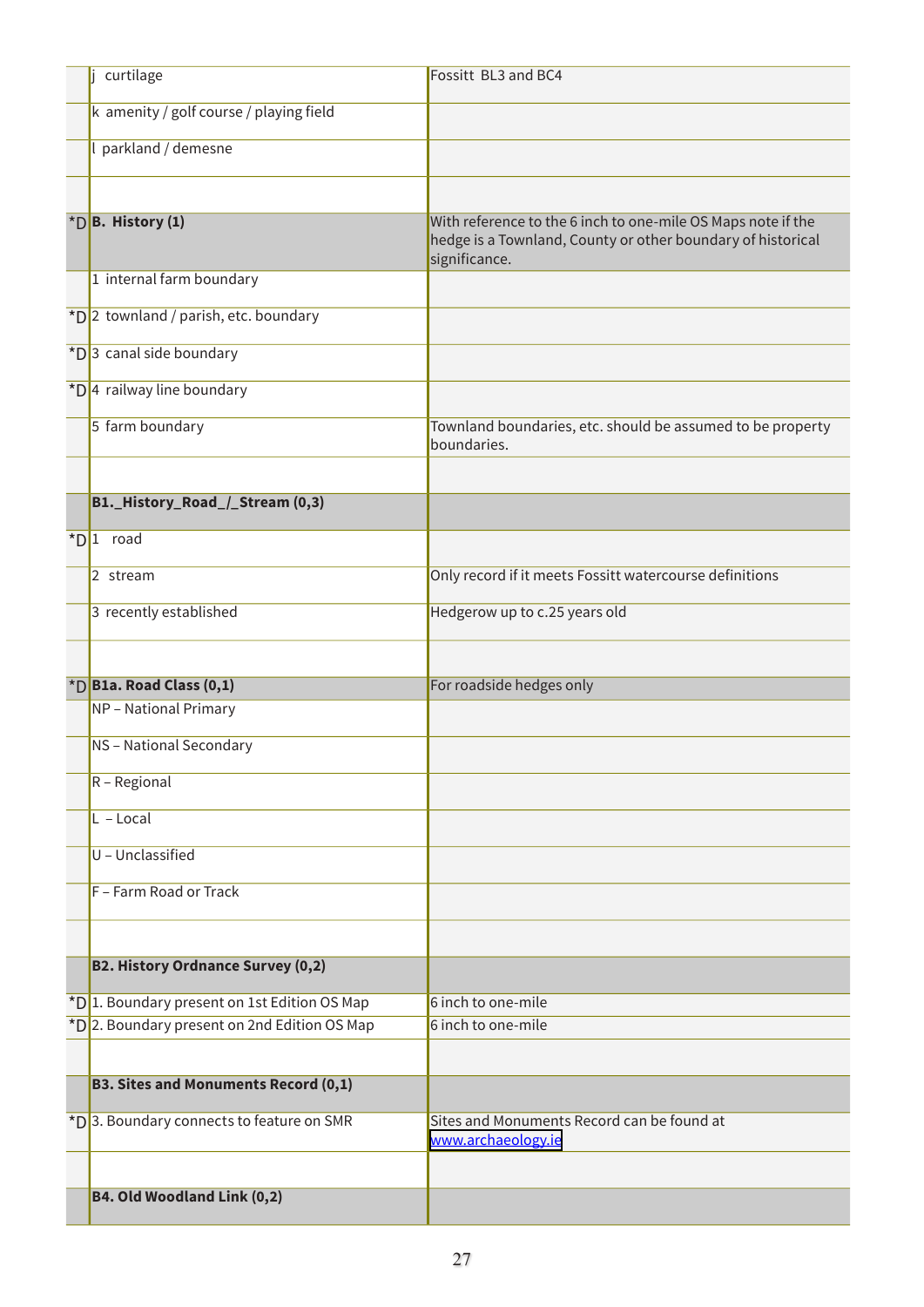| | | |
|---|---|---|
| | j curtilage | Fossitt BL3 and BC4 |
| | k amenity / golf course / playing field | |
| | l parkland / demesne | |
| | | |
| *D | **B. History (1)** | With reference to the 6 inch to one-mile OS Maps note if the hedge is a Townland, County or other boundary of historical significance. |
| | 1 internal farm boundary | |
| *D | 2 townland / parish, etc. boundary | |
| *D | 3 canal side boundary | |
| *D | 4 railway line boundary | |
| | 5 farm boundary | Townland boundaries, etc. should be assumed to be property boundaries. |
| | | |
| | **B1._History_Road_/_Stream (0,3)** | |
| *D | 1 road | |
| | 2 stream | Only record if it meets Fossitt watercourse definitions |
| | 3 recently established | Hedgerow up to c.25 years old |
| | | |
| *D | **B1a. Road Class (0,1)** | For roadside hedges only |
| | NP – National Primary | |
| | NS – National Secondary | |
| | R – Regional | |
| | L – Local | |
| | U – Unclassified | |
| | F – Farm Road or Track | |
| | | |
| | **B2. History Ordnance Survey (0,2)** | |
| *D | 1. Boundary present on 1st Edition OS Map | 6 inch to one-mile |
| *D | 2. Boundary present on 2nd Edition OS Map | 6 inch to one-mile |
| | | |
| | **B3. Sites and Monuments Record (0,1)** | |
| *D | 3. Boundary connects to feature on SMR | Sites and Monuments Record can be found at www.archaeology.ie |
| | | |
| | **B4. Old Woodland Link (0,2)** | |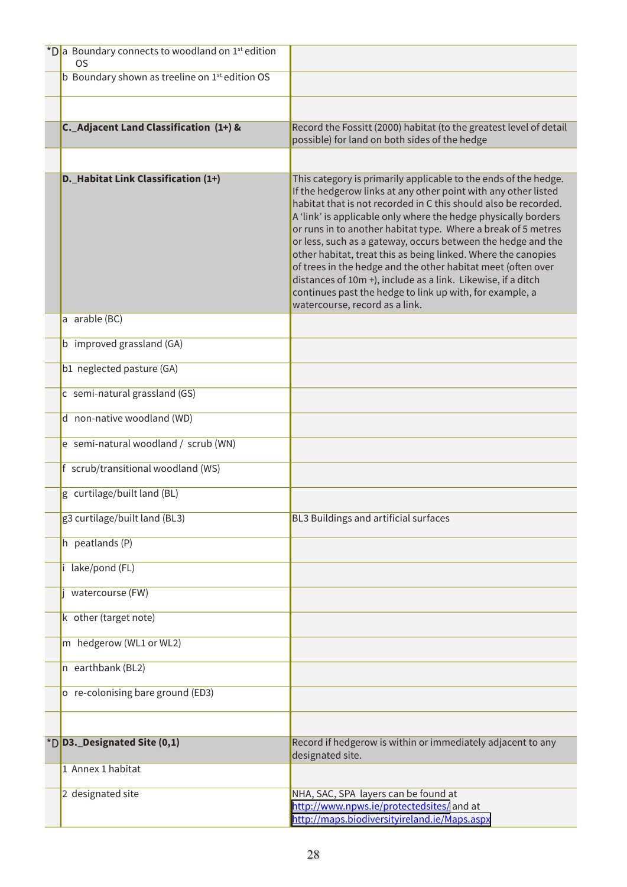| | | |
|---|---|---|
| *D | a Boundary connects to woodland on 1st edition OS | |
| | b Boundary shown as treeline on 1st edition OS | |
| | | |
| | **C._Adjacent Land Classification (1+) &** | Record the Fossitt (2000) habitat (to the greatest level of detail possible) for land on both sides of the hedge |
| | | |
| | **D._Habitat Link Classification (1+)** | This category is primarily applicable to the ends of the hedge. If the hedgerow links at any other point with any other listed habitat that is not recorded in C this should also be recorded. A 'link' is applicable only where the hedge physically borders or runs in to another habitat type. Where a break of 5 metres or less, such as a gateway, occurs between the hedge and the other habitat, treat this as being linked. Where the canopies of trees in the hedge and the other habitat meet (often over distances of 10m +), include as a link. Likewise, if a ditch continues past the hedge to link up with, for example, a watercourse, record as a link. |
| | a arable (BC) | |
| | b improved grassland (GA) | |
| | b1 neglected pasture (GA) | |
| | c semi-natural grassland (GS) | |
| | d non-native woodland (WD) | |
| | e semi-natural woodland / scrub (WN) | |
| | f scrub/transitional woodland (WS) | |
| | g curtilage/built land (BL) | |
| | g3 curtilage/built land (BL3) | BL3 Buildings and artificial surfaces |
| | h peatlands (P) | |
| | i lake/pond (FL) | |
| | j watercourse (FW) | |
| | k other (target note) | |
| | m hedgerow (WL1 or WL2) | |
| | n earthbank (BL2) | |
| | o re-colonising bare ground (ED3) | |
| | | |
| *D | **D3._Designated Site (0,1)** | Record if hedgerow is within or immediately adjacent to any designated site. |
| | 1 Annex 1 habitat | |
| | 2 designated site | NHA, SAC, SPA layers can be found at http://www.npws.ie/protectedsites/ and at http://maps.biodiversityireland.ie/Maps.aspx |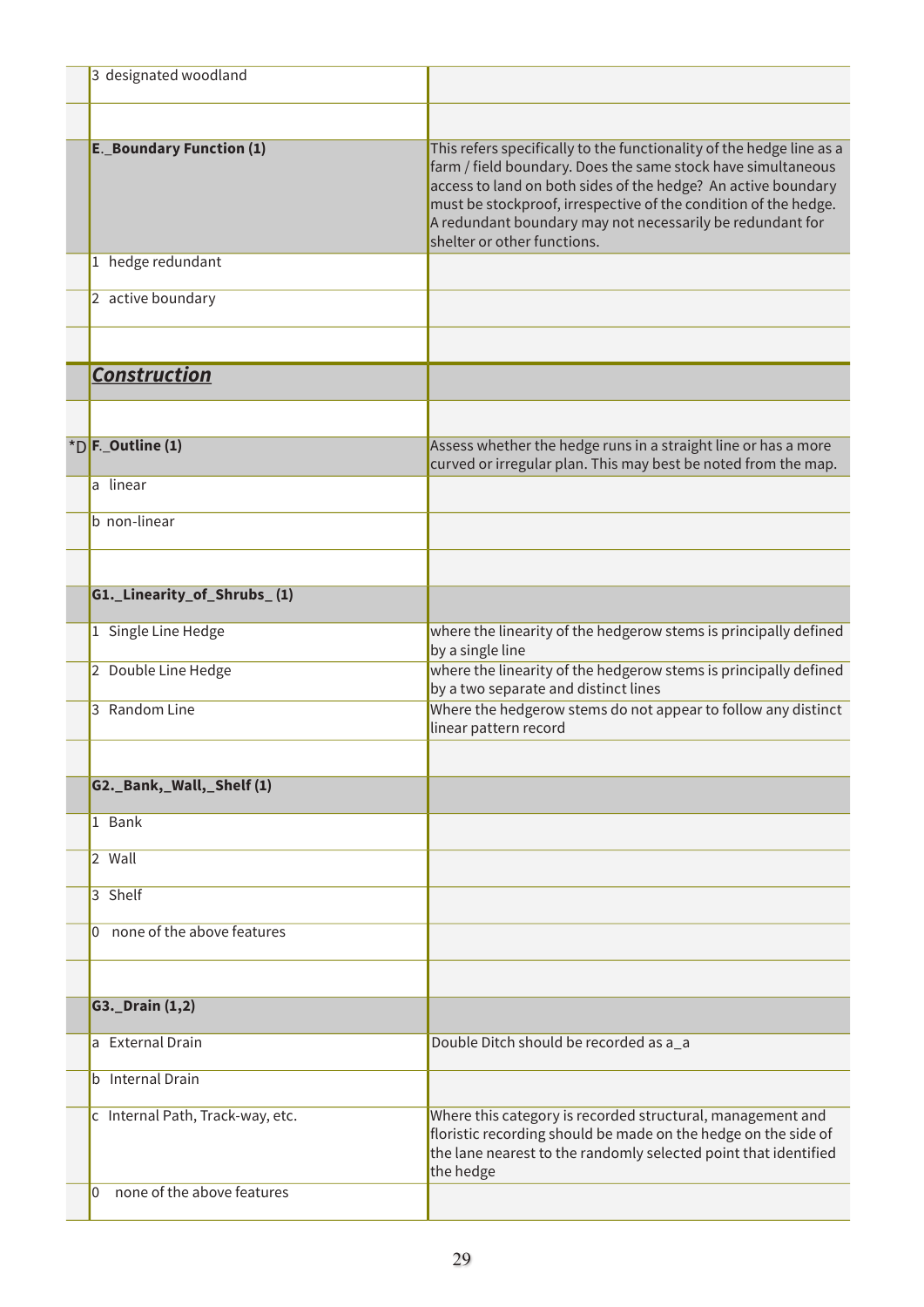| | | |
|---|---|---|
| | 3 designated woodland | |
| | | |
| | **E._Boundary Function (1)** | This refers specifically to the functionality of the hedge line as a farm / field boundary. Does the same stock have simultaneous access to land on both sides of the hedge? An active boundary must be stockproof, irrespective of the condition of the hedge. A redundant boundary may not necessarily be redundant for shelter or other functions. |
| | 1 hedge redundant | |
| | 2 active boundary | |
| | | |
| | ***Construction*** | |
| | | |
| *D | **F._Outline (1)** | Assess whether the hedge runs in a straight line or has a more curved or irregular plan. This may best be noted from the map. |
| | a linear | |
| | b non-linear | |
| | | |
| | **G1._Linearity_of_Shrubs_(1)** | |
| | 1 Single Line Hedge | where the linearity of the hedgerow stems is principally defined by a single line |
| | 2 Double Line Hedge | where the linearity of the hedgerow stems is principally defined by a two separate and distinct lines |
| | 3 Random Line | Where the hedgerow stems do not appear to follow any distinct linear pattern record |
| | | |
| | **G2._Bank,_Wall,_Shelf (1)** | |
| | 1 Bank | |
| | 2 Wall | |
| | 3 Shelf | |
| | 0 none of the above features | |
| | | |
| | **G3._Drain (1,2)** | |
| | a External Drain | Double Ditch should be recorded as a_a |
| | b Internal Drain | |
| | c Internal Path, Track-way, etc. | Where this category is recorded structural, management and floristic recording should be made on the hedge on the side of the lane nearest to the randomly selected point that identified the hedge |
| | 0 none of the above features | |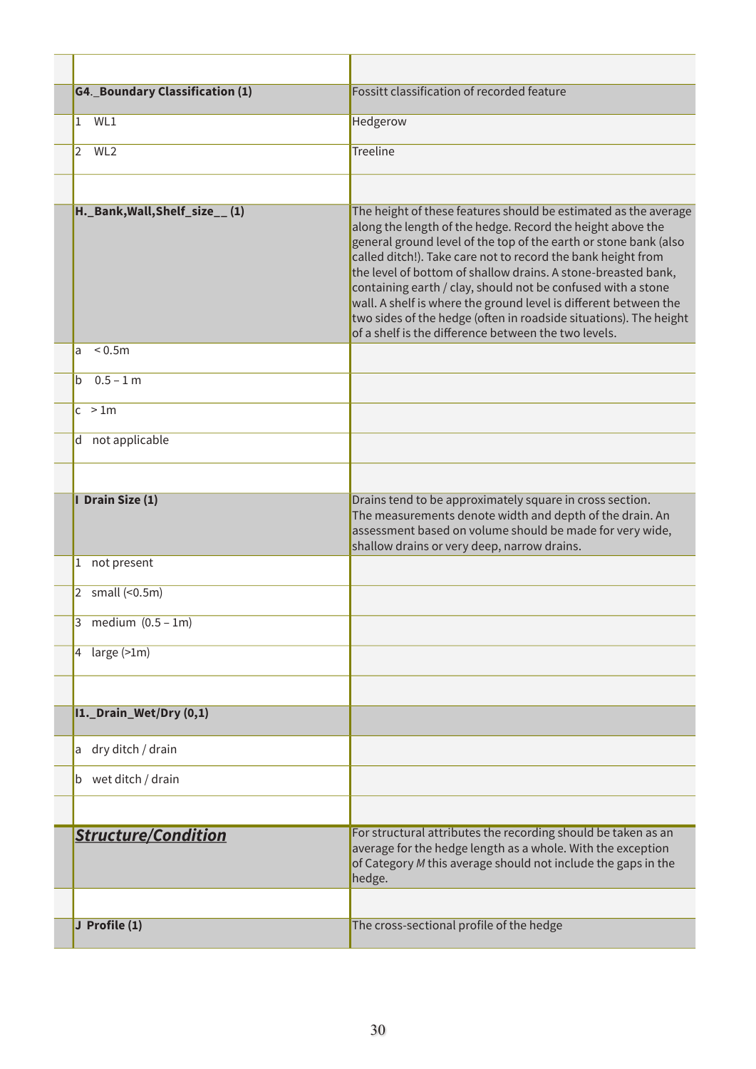| | |
|---|---|
| | |
| **G4._Boundary Classification (1)** | Fossitt classification of recorded feature |
| 1 WL1 | Hedgerow |
| 2 WL2 | Treeline |
| | |
| **H._Bank,Wall,Shelf_size__ (1)** | The height of these features should be estimated as the average along the length of the hedge. Record the height above the general ground level of the top of the earth or stone bank (also called ditch!). Take care not to record the bank height from the level of bottom of shallow drains. A stone-breasted bank, containing earth / clay, should not be confused with a stone wall. A shelf is where the ground level is different between the two sides of the hedge (often in roadside situations). The height of a shelf is the difference between the two levels. |
| a < 0.5m | |
| b 0.5 – 1 m | |
| c > 1m | |
| d not applicable | |
| | |
| **I Drain Size (1)** | Drains tend to be approximately square in cross section. The measurements denote width and depth of the drain. An assessment based on volume should be made for very wide, shallow drains or very deep, narrow drains. |
| 1 not present | |
| 2 small (<0.5m) | |
| 3 medium (0.5 – 1m) | |
| 4 large (>1m) | |
| | |
| **I1._Drain_Wet/Dry (0,1)** | |
| a dry ditch / drain | |
| b wet ditch / drain | |
| | |
| ***Structure/Condition*** | For structural attributes the recording should be taken as an average for the hedge length as a whole. With the exception of Category *M* this average should not include the gaps in the hedge. |
| | |
| **J Profile (1)** | The cross-sectional profile of the hedge |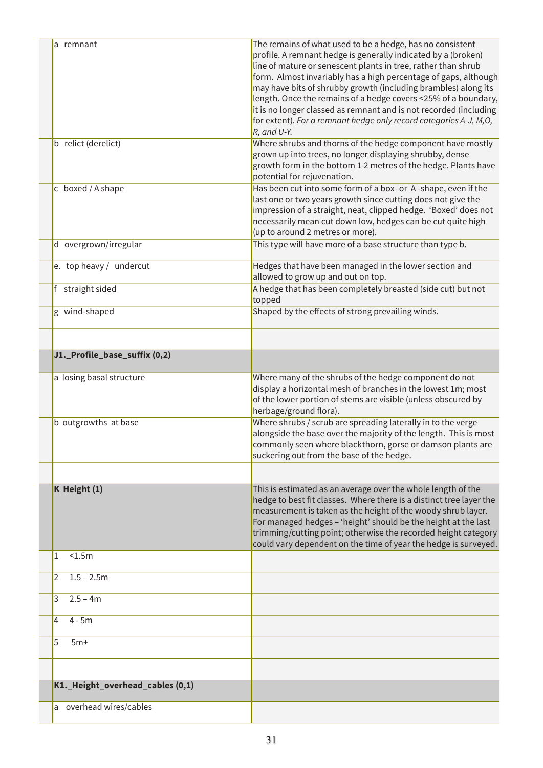| | |
|---|---|
| a remnant | The remains of what used to be a hedge, has no consistent profile. A remnant hedge is generally indicated by a (broken) line of mature or senescent plants in tree, rather than shrub form. Almost invariably has a high percentage of gaps, although may have bits of shrubby growth (including brambles) along its length. Once the remains of a hedge covers <25% of a boundary, it is no longer classed as remnant and is not recorded (including for extent). *For a remnant hedge only record categories A-J, M,O, R, and U-Y.* |
| b relict (derelict) | Where shrubs and thorns of the hedge component have mostly grown up into trees, no longer displaying shrubby, dense growth form in the bottom 1-2 metres of the hedge. Plants have potential for rejuvenation. |
| c boxed / A shape | Has been cut into some form of a box- or A -shape, even if the last one or two years growth since cutting does not give the impression of a straight, neat, clipped hedge. 'Boxed' does not necessarily mean cut down low, hedges can be cut quite high (up to around 2 metres or more). |
| d overgrown/irregular | This type will have more of a base structure than type b. |
| e. top heavy / undercut | Hedges that have been managed in the lower section and allowed to grow up and out on top. |
| f straight sided | A hedge that has been completely breasted (side cut) but not topped |
| g wind-shaped | Shaped by the effects of strong prevailing winds. |
| | |
| **J1._Profile_base_suffix (0,2)** | |
| a losing basal structure | Where many of the shrubs of the hedge component do not display a horizontal mesh of branches in the lowest 1m; most of the lower portion of stems are visible (unless obscured by herbage/ground flora). |
| b outgrowths at base | Where shrubs / scrub are spreading laterally in to the verge alongside the base over the majority of the length. This is most commonly seen where blackthorn, gorse or damson plants are suckering out from the base of the hedge. |
| | |
| **K Height (1)** | This is estimated as an average over the whole length of the hedge to best fit classes. Where there is a distinct tree layer the measurement is taken as the height of the woody shrub layer. For managed hedges – 'height' should be the height at the last trimming/cutting point; otherwise the recorded height category could vary dependent on the time of year the hedge is surveyed. |
| 1 <1.5m | |
| 2 1.5 – 2.5m | |
| 3 2.5 – 4m | |
| 4 4 - 5m | |
| 5 5m+ | |
| | |
| **K1._Height_overhead_cables (0,1)** | |
| a overhead wires/cables | |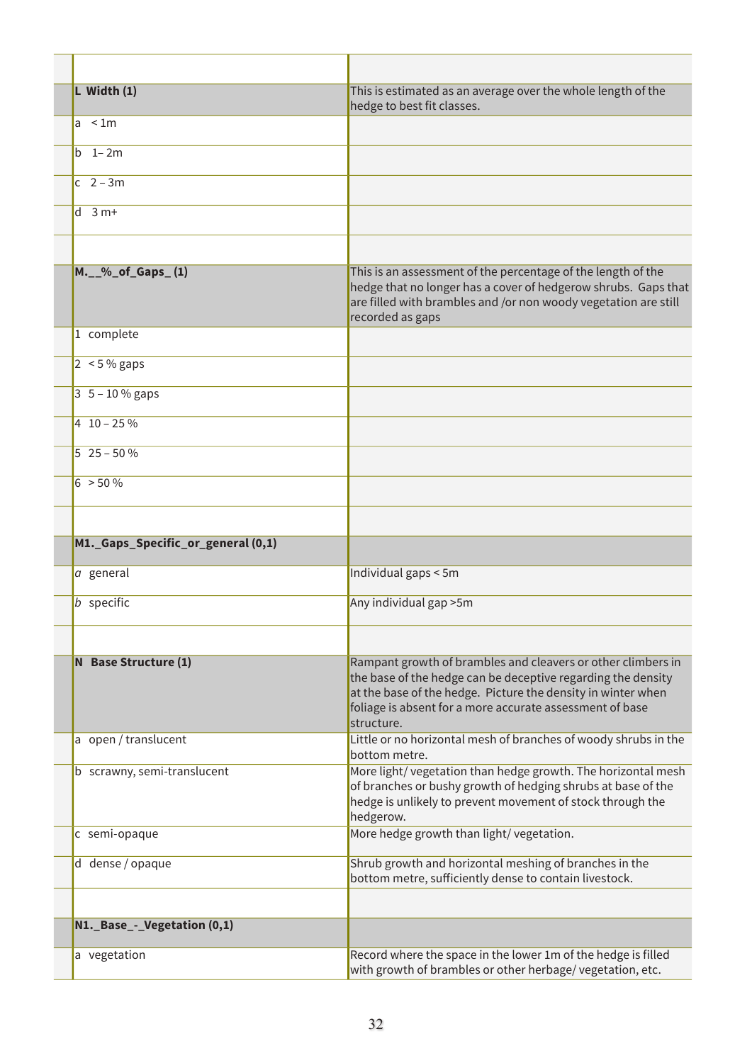| | |
|---|---|
| **L Width (1)** | This is estimated as an average over the whole length of the hedge to best fit classes. |
| a < 1m | |
| b 1– 2m | |
| c 2 – 3m | |
| d 3 m+ | |
| | |
| **M.__%_of_Gaps_(1)** | This is an assessment of the percentage of the length of the hedge that no longer has a cover of hedgerow shrubs. Gaps that are filled with brambles and /or non woody vegetation are still recorded as gaps |
| 1 complete | |
| 2 < 5 % gaps | |
| 3 5 – 10 % gaps | |
| 4 10 – 25 % | |
| 5 25 – 50 % | |
| 6 > 50 % | |
| | |
| **M1._Gaps_Specific_or_general (0,1)** | |
| *a* general | Individual gaps < 5m |
| *b* specific | Any individual gap >5m |
| | |
| **N Base Structure (1)** | Rampant growth of brambles and cleavers or other climbers in the base of the hedge can be deceptive regarding the density at the base of the hedge. Picture the density in winter when foliage is absent for a more accurate assessment of base structure. |
| a open / translucent | Little or no horizontal mesh of branches of woody shrubs in the bottom metre. |
| b scrawny, semi-translucent | More light/ vegetation than hedge growth. The horizontal mesh of branches or bushy growth of hedging shrubs at base of the hedge is unlikely to prevent movement of stock through the hedgerow. |
| c semi-opaque | More hedge growth than light/ vegetation. |
| d dense / opaque | Shrub growth and horizontal meshing of branches in the bottom metre, sufficiently dense to contain livestock. |
| | |
| **N1._Base_-_Vegetation (0,1)** | |
| a vegetation | Record where the space in the lower 1m of the hedge is filled with growth of brambles or other herbage/ vegetation, etc. |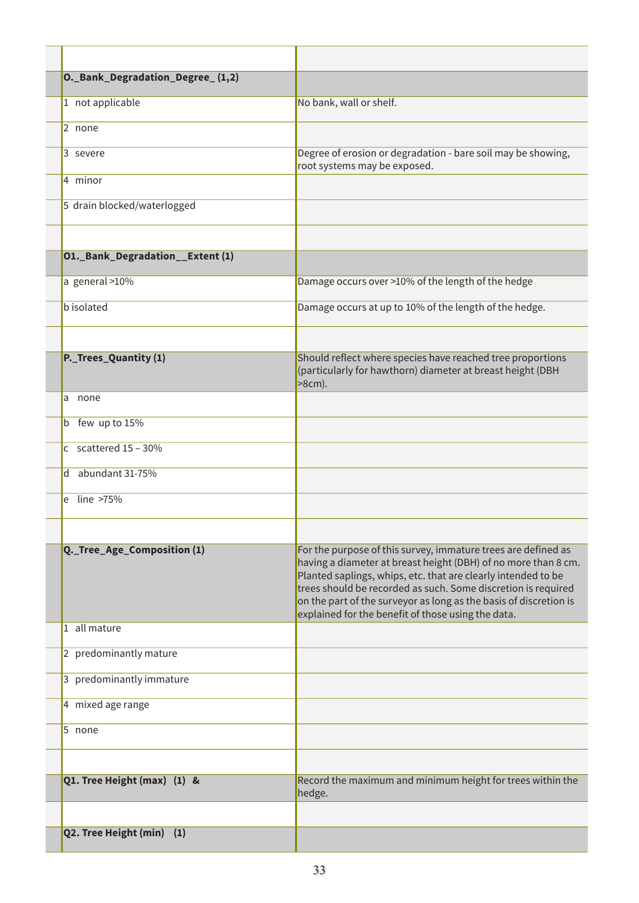| | |
|---|---|
| **O._Bank_Degradation_Degree_ (1,2)** | |
| 1 not applicable | No bank, wall or shelf. |
| 2 none | |
| 3 severe | Degree of erosion or degradation - bare soil may be showing, root systems may be exposed. |
| 4 minor | |
| 5 drain blocked/waterlogged | |
| | |
| **O1._Bank_Degradation__Extent (1)** | |
| a general >10% | Damage occurs over >10% of the length of the hedge |
| b isolated | Damage occurs at up to 10% of the length of the hedge. |
| | |
| **P._Trees_Quantity (1)** | Should reflect where species have reached tree proportions (particularly for hawthorn) diameter at breast height (DBH >8cm). |
| a none | |
| b few up to 15% | |
| c scattered 15 – 30% | |
| d abundant 31-75% | |
| e line >75% | |
| | |
| **Q._Tree_Age_Composition (1)** | For the purpose of this survey, immature trees are defined as having a diameter at breast height (DBH) of no more than 8 cm. Planted saplings, whips, etc. that are clearly intended to be trees should be recorded as such. Some discretion is required on the part of the surveyor as long as the basis of discretion is explained for the benefit of those using the data. |
| 1 all mature | |
| 2 predominantly mature | |
| 3 predominantly immature | |
| 4 mixed age range | |
| 5 none | |
| | |
| **Q1. Tree Height (max) (1) &** | Record the maximum and minimum height for trees within the hedge. |
| | |
| **Q2. Tree Height (min) (1)** | |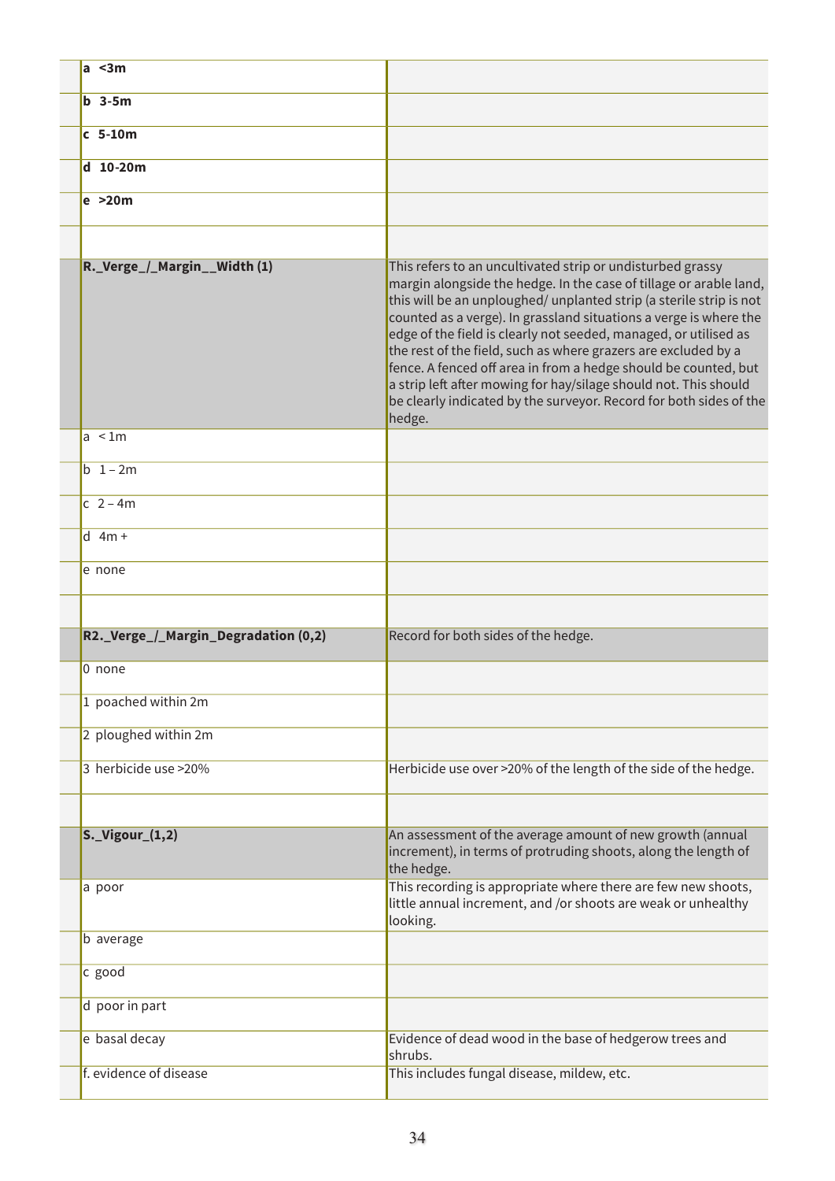| | |
|---|---|
| **a <3m** | |
| **b 3-5m** | |
| **c 5-10m** | |
| **d 10-20m** | |
| **e >20m** | |
| | |
| **R._Verge_/_Margin__Width (1)** | This refers to an uncultivated strip or undisturbed grassy margin alongside the hedge. In the case of tillage or arable land, this will be an unploughed/ unplanted strip (a sterile strip is not counted as a verge). In grassland situations a verge is where the edge of the field is clearly not seeded, managed, or utilised as the rest of the field, such as where grazers are excluded by a fence. A fenced off area in from a hedge should be counted, but a strip left after mowing for hay/silage should not. This should be clearly indicated by the surveyor. Record for both sides of the hedge. |
| a < 1m | |
| b 1 – 2m | |
| c 2 – 4m | |
| d 4m + | |
| e none | |
| | |
| **R2._Verge_/_Margin_Degradation (0,2)** | Record for both sides of the hedge. |
| 0 none | |
| 1 poached within 2m | |
| 2 ploughed within 2m | |
| 3 herbicide use >20% | Herbicide use over >20% of the length of the side of the hedge. |
| | |
| **S._Vigour_(1,2)** | An assessment of the average amount of new growth (annual increment), in terms of protruding shoots, along the length of the hedge. |
| a poor | This recording is appropriate where there are few new shoots, little annual increment, and /or shoots are weak or unhealthy looking. |
| b average | |
| c good | |
| d poor in part | |
| e basal decay | Evidence of dead wood in the base of hedgerow trees and shrubs. |
| f. evidence of disease | This includes fungal disease, mildew, etc. |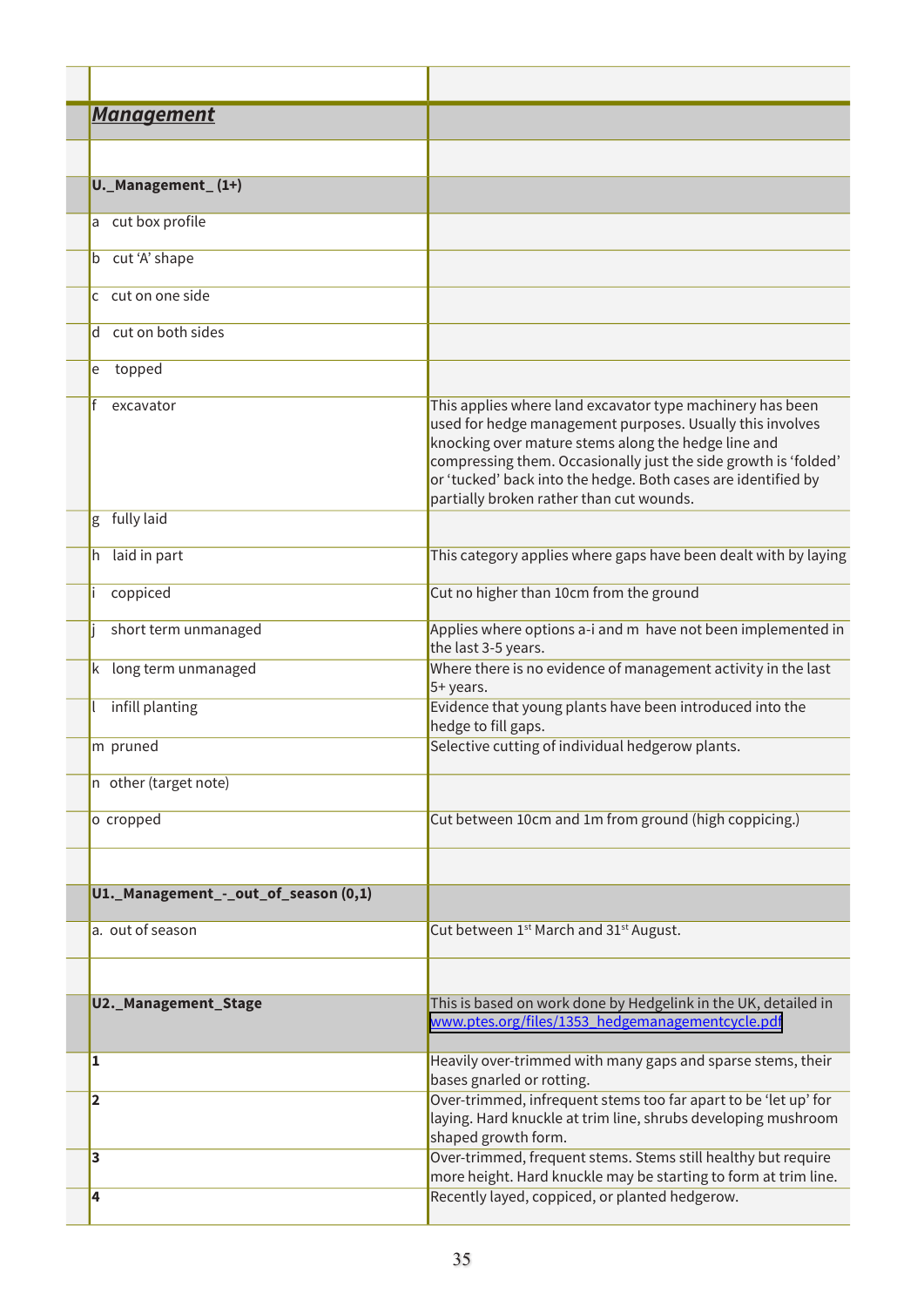| | |
|---|---|
| ***Management*** | |
| | |
| **U._Management_ (1+)** | |
| a cut box profile | |
| b cut 'A' shape | |
| c cut on one side | |
| d cut on both sides | |
| e topped | |
| f excavator | This applies where land excavator type machinery has been used for hedge management purposes. Usually this involves knocking over mature stems along the hedge line and compressing them. Occasionally just the side growth is 'folded' or 'tucked' back into the hedge. Both cases are identified by partially broken rather than cut wounds. |
| g fully laid | |
| h laid in part | This category applies where gaps have been dealt with by laying |
| i coppiced | Cut no higher than 10cm from the ground |
| j short term unmanaged | Applies where options a-i and m have not been implemented in the last 3-5 years. |
| k long term unmanaged | Where there is no evidence of management activity in the last 5+ years. |
| l infill planting | Evidence that young plants have been introduced into the hedge to fill gaps. |
| m pruned | Selective cutting of individual hedgerow plants. |
| n other (target note) | |
| o cropped | Cut between 10cm and 1m from ground (high coppicing.) |
| | |
| **U1._Management_-_out_of_season (0,1)** | |
| a. out of season | Cut between 1st March and 31st August. |
| | |
| **U2._Management_Stage** | This is based on work done by Hedgelink in the UK, detailed in www.ptes.org/files/1353_hedgemanagementcycle.pdf |
| **1** | Heavily over-trimmed with many gaps and sparse stems, their bases gnarled or rotting. |
| **2** | Over-trimmed, infrequent stems too far apart to be 'let up' for laying. Hard knuckle at trim line, shrubs developing mushroom shaped growth form. |
| **3** | Over-trimmed, frequent stems. Stems still healthy but require more height. Hard knuckle may be starting to form at trim line. |
| **4** | Recently layed, coppiced, or planted hedgerow. |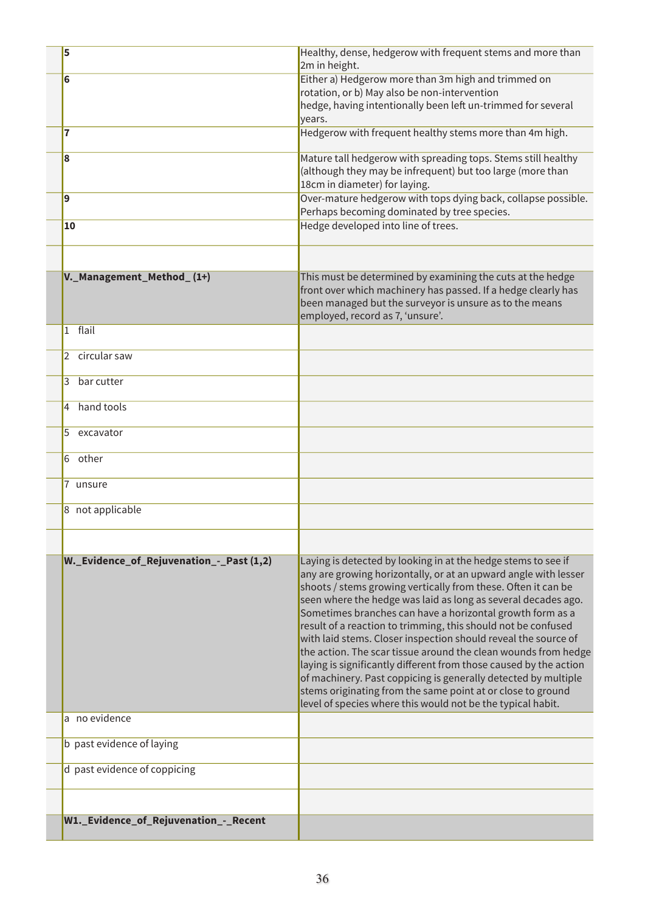| | |
|---|---|
| **5** | Healthy, dense, hedgerow with frequent stems and more than 2m in height. |
| **6** | Either a) Hedgerow more than 3m high and trimmed on rotation, or b) May also be non-intervention hedge, having intentionally been left un-trimmed for several years. |
| **7** | Hedgerow with frequent healthy stems more than 4m high. |
| **8** | Mature tall hedgerow with spreading tops. Stems still healthy (although they may be infrequent) but too large (more than 18cm in diameter) for laying. |
| **9** | Over-mature hedgerow with tops dying back, collapse possible. Perhaps becoming dominated by tree species. |
| **10** | Hedge developed into line of trees. |
| | |
| **V._Management_Method_(1+)** | This must be determined by examining the cuts at the hedge front over which machinery has passed. If a hedge clearly has been managed but the surveyor is unsure as to the means employed, record as 7, 'unsure'. |
| 1 flail | |
| 2 circular saw | |
| 3 bar cutter | |
| 4 hand tools | |
| 5 excavator | |
| 6 other | |
| 7 unsure | |
| 8 not applicable | |
| | |
| **W._Evidence_of_Rejuvenation_-_Past (1,2)** | Laying is detected by looking in at the hedge stems to see if any are growing horizontally, or at an upward angle with lesser shoots / stems growing vertically from these. Often it can be seen where the hedge was laid as long as several decades ago. Sometimes branches can have a horizontal growth form as a result of a reaction to trimming, this should not be confused with laid stems. Closer inspection should reveal the source of the action. The scar tissue around the clean wounds from hedge laying is significantly different from those caused by the action of machinery. Past coppicing is generally detected by multiple stems originating from the same point at or close to ground level of species where this would not be the typical habit. |
| a no evidence | |
| b past evidence of laying | |
| d past evidence of coppicing | |
| | |
| **W1._Evidence_of_Rejuvenation_-_Recent** | |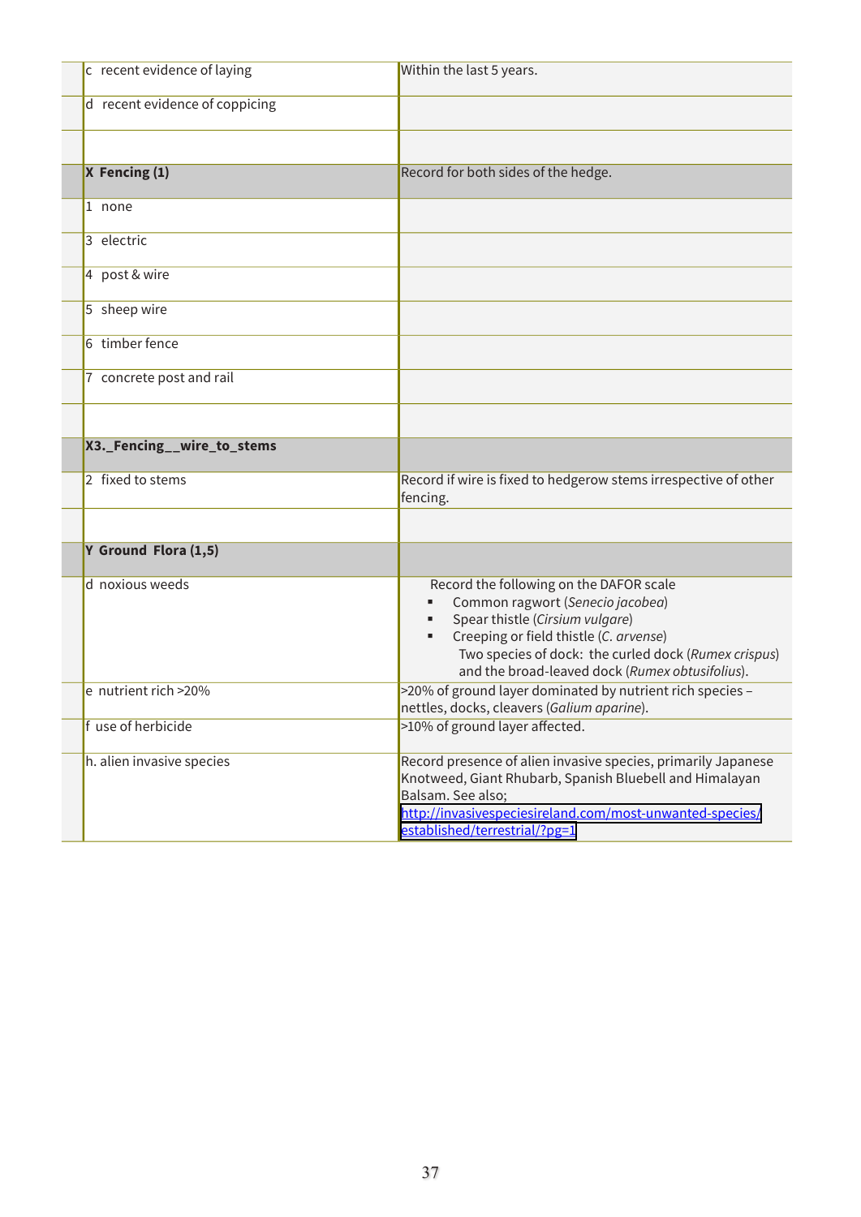| | |
|---|---|
| c recent evidence of laying | Within the last 5 years. |
| d recent evidence of coppicing | |
| | |
| **X Fencing (1)** | Record for both sides of the hedge. |
| 1 none | |
| 3 electric | |
| 4 post & wire | |
| 5 sheep wire | |
| 6 timber fence | |
| 7 concrete post and rail | |
| | |
| **X3._Fencing__wire_to_stems** | |
| 2 fixed to stems | Record if wire is fixed to hedgerow stems irrespective of other fencing. |
| | |
| **Y Ground Flora (1,5)** | |
| d noxious weeds | Record the following on the DAFOR scale<br>▪ Common ragwort (*Senecio jacobea*)<br>▪ Spear thistle (*Cirsium vulgare*)<br>▪ Creeping or field thistle (*C. arvense*)<br>Two species of dock: the curled dock (*Rumex crispus*) and the broad-leaved dock (*Rumex obtusifolius*). |
| e nutrient rich >20% | >20% of ground layer dominated by nutrient rich species – nettles, docks, cleavers (*Galium aparine*). |
| f use of herbicide | >10% of ground layer affected. |
| h. alien invasive species | Record presence of alien invasive species, primarily Japanese Knotweed, Giant Rhubarb, Spanish Bluebell and Himalayan Balsam. See also; http://invasivespeciesireland.com/most-unwanted-species/established/terrestrial/?pg=1 |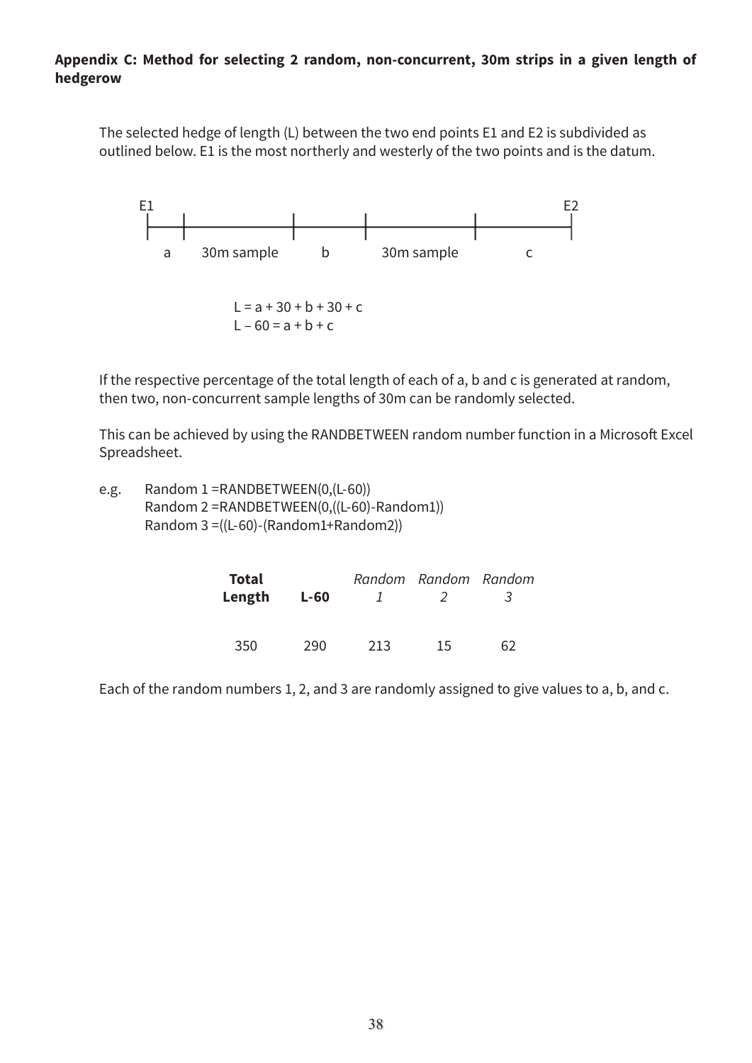**Appendix C: Method for selecting 2 random, non-concurrent, 30m strips in a given length of hedgerow**

The selected hedge of length (L) between the two end points E1 and E2 is subdivided as outlined below. E1 is the most northerly and westerly of the two points and is the datum.

E1 — a — 30m sample — b — 30m sample — c — E2

$$L = a + 30 + b + 30 + c$$
$$L - 60 = a + b + c$$

If the respective percentage of the total length of each of a, b and c is generated at random, then two, non-concurrent sample lengths of 30m can be randomly selected.

This can be achieved by using the RANDBETWEEN random number function in a Microsoft Excel Spreadsheet.

e.g.
```
Random 1 =RANDBETWEEN(0,(L-60))
Random 2 =RANDBETWEEN(0,((L-60)-Random1))
Random 3 =((L-60)-(Random1+Random2))
```

| **Total Length** | **L-60** | *Random 1* | *Random 2* | *Random 3* |
|---|---|---|---|---|
| 350 | 290 | 213 | 15 | 62 |

Each of the random numbers 1, 2, and 3 are randomly assigned to give values to a, b, and c.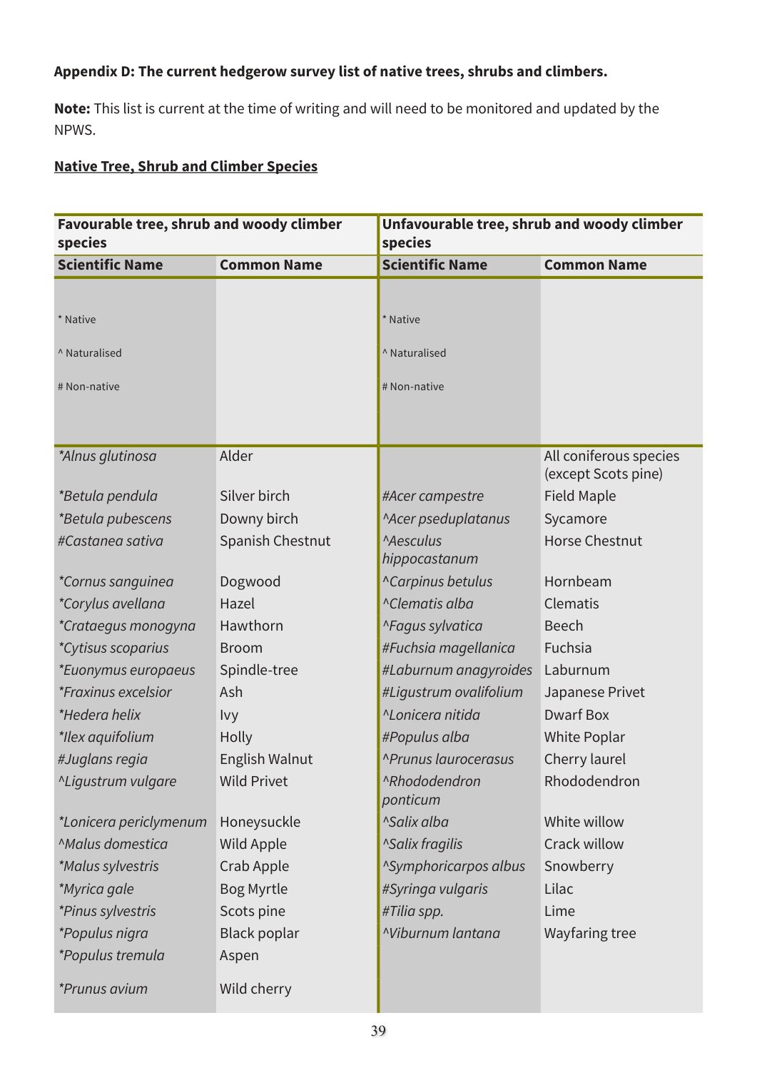**Appendix D: The current hedgerow survey list of native trees, shrubs and climbers.**

**Note:** This list is current at the time of writing and will need to be monitored and updated by the NPWS.

**Native Tree, Shrub and Climber Species**

| Favourable tree, shrub and woody climber species | | Unfavourable tree, shrub and woody climber species | |
|---|---|---|---|
| **Scientific Name** | **Common Name** | **Scientific Name** | **Common Name** |
| * Native<br>^ Naturalised<br># Non-native | | * Native<br>^ Naturalised<br># Non-native | |
| *\*Alnus glutinosa* | Alder | | All coniferous species (except Scots pine) |
| *\*Betula pendula* | Silver birch | *#Acer campestre* | Field Maple |
| *\*Betula pubescens* | Downy birch | *^Acer pseduplatanus* | Sycamore |
| *#Castanea sativa* | Spanish Chestnut | *^Aesculus hippocastanum* | Horse Chestnut |
| *\*Cornus sanguinea* | Dogwood | *^Carpinus betulus* | Hornbeam |
| *\*Corylus avellana* | Hazel | *^Clematis alba* | Clematis |
| *\*Crataegus monogyna* | Hawthorn | *^Fagus sylvatica* | Beech |
| *\*Cytisus scoparius* | Broom | *#Fuchsia magellanica* | Fuchsia |
| *\*Euonymus europaeus* | Spindle-tree | *#Laburnum anagyroides* | Laburnum |
| *\*Fraxinus excelsior* | Ash | *#Ligustrum ovalifolium* | Japanese Privet |
| *\*Hedera helix* | Ivy | *^Lonicera nitida* | Dwarf Box |
| *\*Ilex aquifolium* | Holly | *#Populus alba* | White Poplar |
| *#Juglans regia* | English Walnut | *^Prunus laurocerasus* | Cherry laurel |
| *^Ligustrum vulgare* | Wild Privet | *^Rhododendron ponticum* | Rhododendron |
| *\*Lonicera periclymenum* | Honeysuckle | *^Salix alba* | White willow |
| *^Malus domestica* | Wild Apple | *^Salix fragilis* | Crack willow |
| *\*Malus sylvestris* | Crab Apple | *^Symphoricarpos albus* | Snowberry |
| *\*Myrica gale* | Bog Myrtle | *#Syringa vulgaris* | Lilac |
| *\*Pinus sylvestris* | Scots pine | *#Tilia spp.* | Lime |
| *\*Populus nigra* | Black poplar | *^Viburnum lantana* | Wayfaring tree |
| *\*Populus tremula* | Aspen | | |
| *\*Prunus avium* | Wild cherry | | |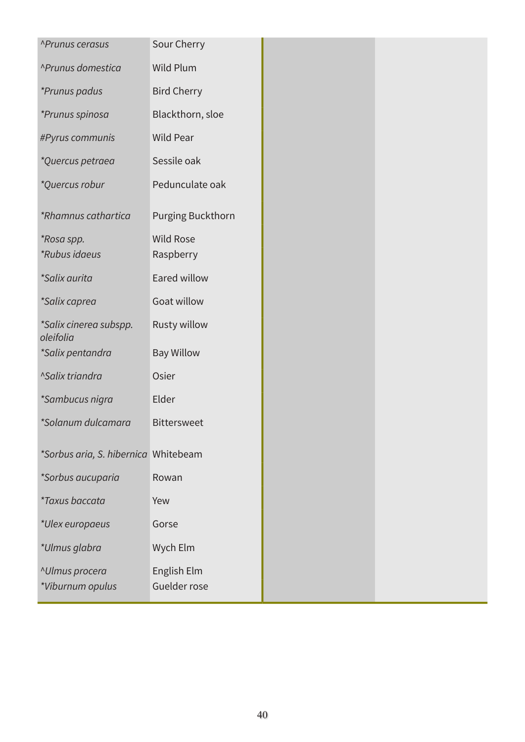| | | | |
|---|---|---|---|
| ^Prunus cerasus | Sour Cherry | | |
| ^Prunus domestica | Wild Plum | | |
| *Prunus padus | Bird Cherry | | |
| *Prunus spinosa | Blackthorn, sloe | | |
| #Pyrus communis | Wild Pear | | |
| *Quercus petraea | Sessile oak | | |
| *Quercus robur | Pedunculate oak | | |
| *Rhamnus cathartica | Purging Buckthorn | | |
| *Rosa spp. | Wild Rose | | |
| *Rubus idaeus | Raspberry | | |
| *Salix aurita | Eared willow | | |
| *Salix caprea | Goat willow | | |
| *Salix cinerea subspp. oleifolia | Rusty willow | | |
| *Salix pentandra | Bay Willow | | |
| ^Salix triandra | Osier | | |
| *Sambucus nigra | Elder | | |
| *Solanum dulcamara | Bittersweet | | |
| *Sorbus aria, S. hibernica | Whitebeam | | |
| *Sorbus aucuparia | Rowan | | |
| *Taxus baccata | Yew | | |
| *Ulex europaeus | Gorse | | |
| *Ulmus glabra | Wych Elm | | |
| ^Ulmus procera | English Elm | | |
| *Viburnum opulus | Guelder rose | | |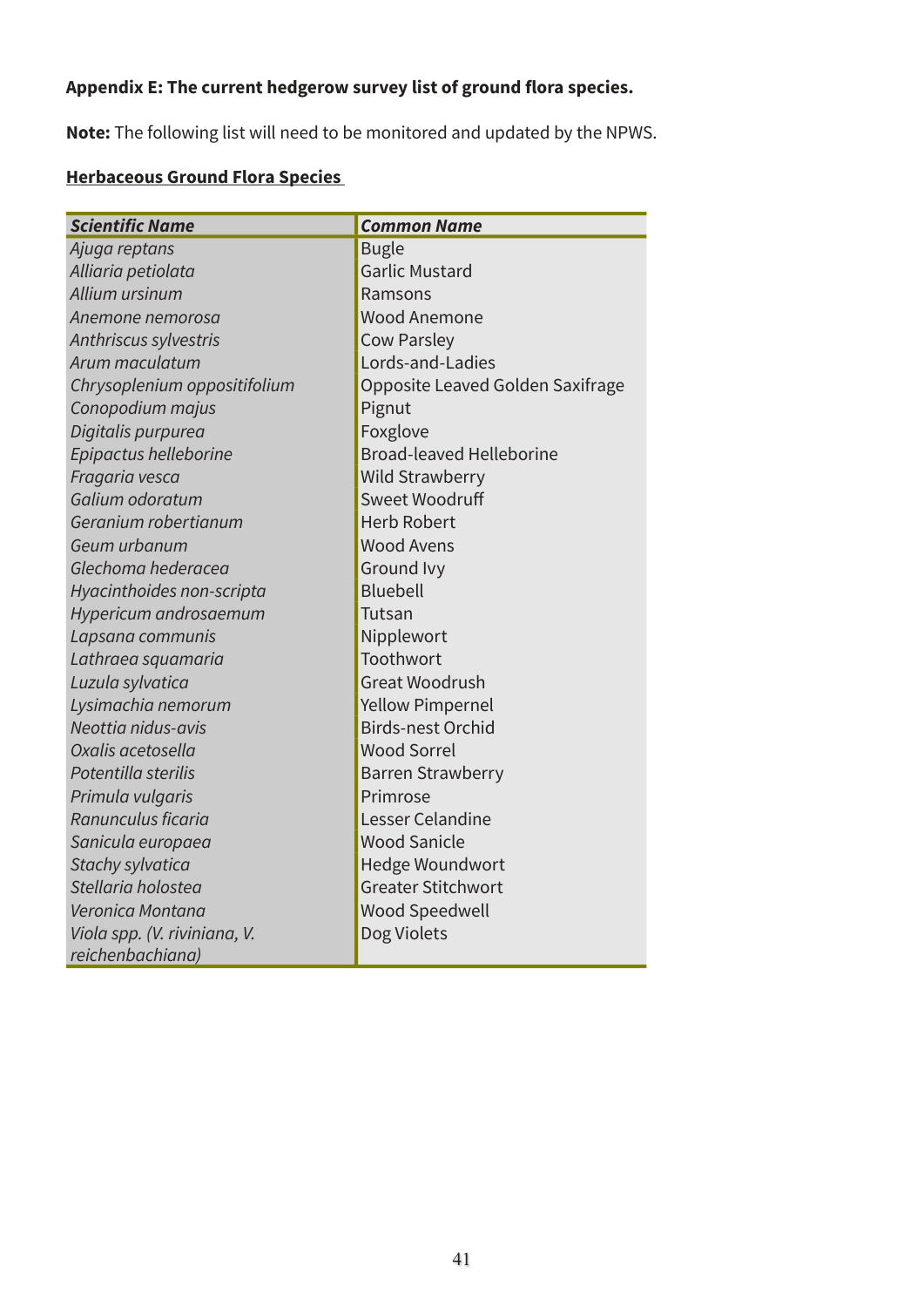**Appendix E: The current hedgerow survey list of ground flora species.**

**Note:** The following list will need to be monitored and updated by the NPWS.

**<u>Herbaceous Ground Flora Species</u>**

| ***Scientific Name*** | ***Common Name*** |
|---|---|
| *Ajuga reptans* | Bugle |
| *Alliaria petiolata* | Garlic Mustard |
| *Allium ursinum* | Ramsons |
| *Anemone nemorosa* | Wood Anemone |
| *Anthriscus sylvestris* | Cow Parsley |
| *Arum maculatum* | Lords-and-Ladies |
| *Chrysoplenium oppositifolium* | Opposite Leaved Golden Saxifrage |
| *Conopodium majus* | Pignut |
| *Digitalis purpurea* | Foxglove |
| *Epipactus helleborine* | Broad-leaved Helleborine |
| *Fragaria vesca* | Wild Strawberry |
| *Galium odoratum* | Sweet Woodruff |
| *Geranium robertianum* | Herb Robert |
| *Geum urbanum* | Wood Avens |
| *Glechoma hederacea* | Ground Ivy |
| *Hyacinthoides non-scripta* | Bluebell |
| *Hypericum androsaemum* | Tutsan |
| *Lapsana communis* | Nipplewort |
| *Lathraea squamaria* | Toothwort |
| *Luzula sylvatica* | Great Woodrush |
| *Lysimachia nemorum* | Yellow Pimpernel |
| *Neottia nidus-avis* | Birds-nest Orchid |
| *Oxalis acetosella* | Wood Sorrel |
| *Potentilla sterilis* | Barren Strawberry |
| *Primula vulgaris* | Primrose |
| *Ranunculus ficaria* | Lesser Celandine |
| *Sanicula europaea* | Wood Sanicle |
| *Stachy sylvatica* | Hedge Woundwort |
| *Stellaria holostea* | Greater Stitchwort |
| *Veronica Montana* | Wood Speedwell |
| *Viola spp. (V. riviniana, V. reichenbachiana)* | Dog Violets |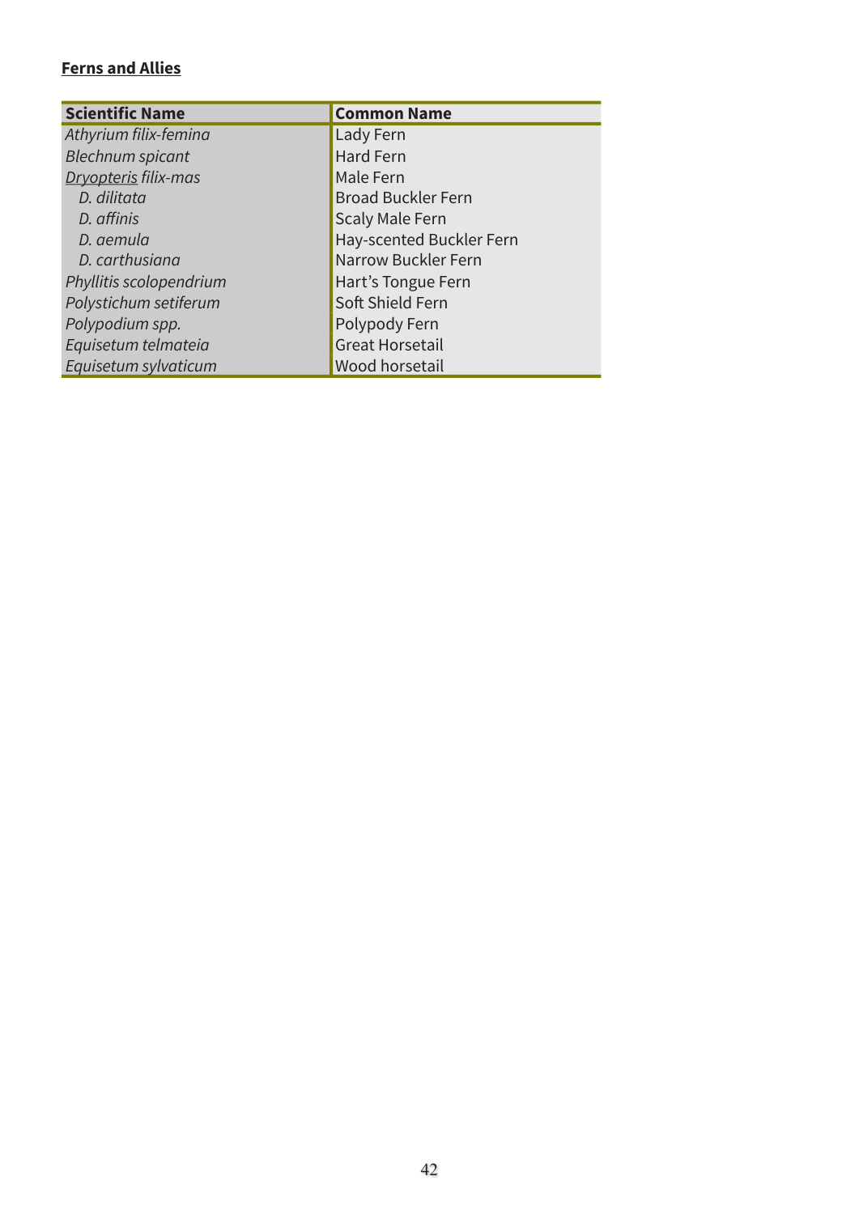**Ferns and Allies**

| Scientific Name | Common Name |
|---|---|
| *Athyrium filix-femina* | Lady Fern |
| *Blechnum spicant* | Hard Fern |
| *Dryopteris filix-mas* | Male Fern |
| *D. dilitata* | Broad Buckler Fern |
| *D. affinis* | Scaly Male Fern |
| *D. aemula* | Hay-scented Buckler Fern |
| *D. carthusiana* | Narrow Buckler Fern |
| *Phyllitis scolopendrium* | Hart's Tongue Fern |
| *Polystichum setiferum* | Soft Shield Fern |
| *Polypodium spp.* | Polypody Fern |
| *Equisetum telmateia* | Great Horsetail |
| *Equisetum sylvaticum* | Wood horsetail |